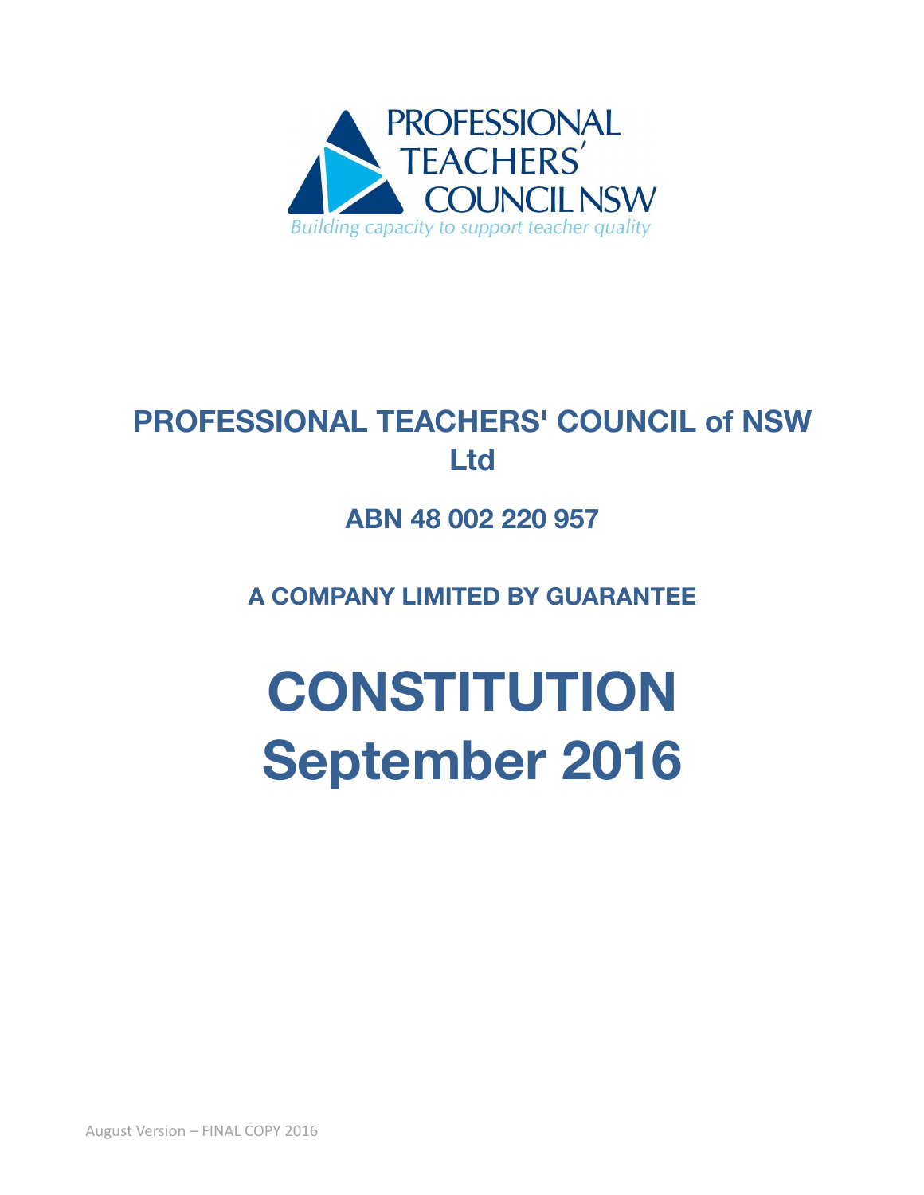PROFESSIONAL TEACHERS' COUNCIL NSW

*Building capacity to support teacher quality*

# PROFESSIONAL TEACHERS' COUNCIL of NSW Ltd

## ABN 48 002 220 957

### A COMPANY LIMITED BY GUARANTEE

# CONSTITUTION September 2016

August Version – FINAL COPY 2016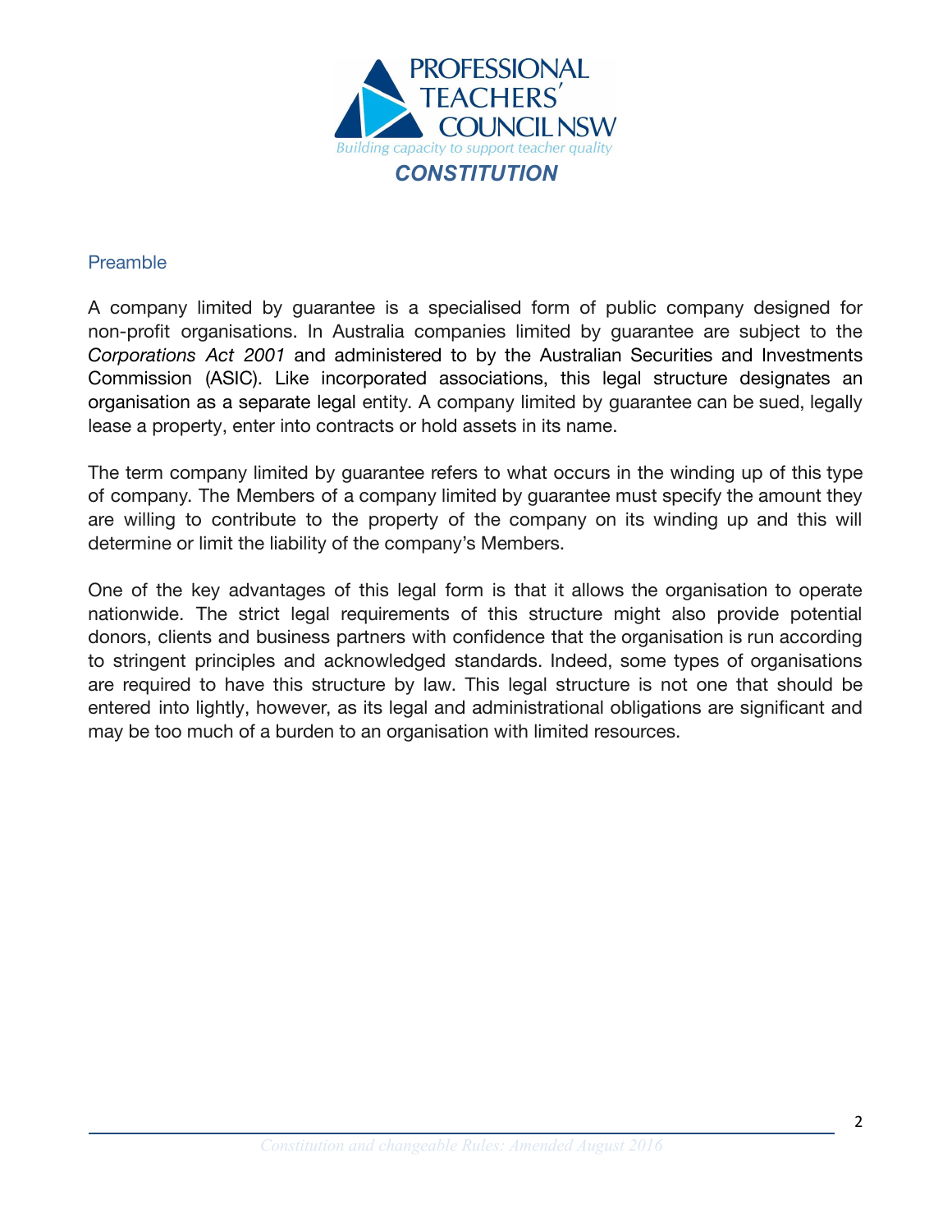# PROFESSIONAL TEACHERS' COUNCIL NSW

*Building capacity to support teacher quality*

## *CONSTITUTION*

### Preamble

A company limited by guarantee is a specialised form of public company designed for non-profit organisations. In Australia companies limited by guarantee are subject to the *Corporations Act 2001* and administered to by the Australian Securities and Investments Commission (ASIC). Like incorporated associations, this legal structure designates an organisation as a separate legal entity. A company limited by guarantee can be sued, legally lease a property, enter into contracts or hold assets in its name.

The term company limited by guarantee refers to what occurs in the winding up of this type of company. The Members of a company limited by guarantee must specify the amount they are willing to contribute to the property of the company on its winding up and this will determine or limit the liability of the company's Members.

One of the key advantages of this legal form is that it allows the organisation to operate nationwide. The strict legal requirements of this structure might also provide potential donors, clients and business partners with confidence that the organisation is run according to stringent principles and acknowledged standards. Indeed, some types of organisations are required to have this structure by law. This legal structure is not one that should be entered into lightly, however, as its legal and administrational obligations are significant and may be too much of a burden to an organisation with limited resources.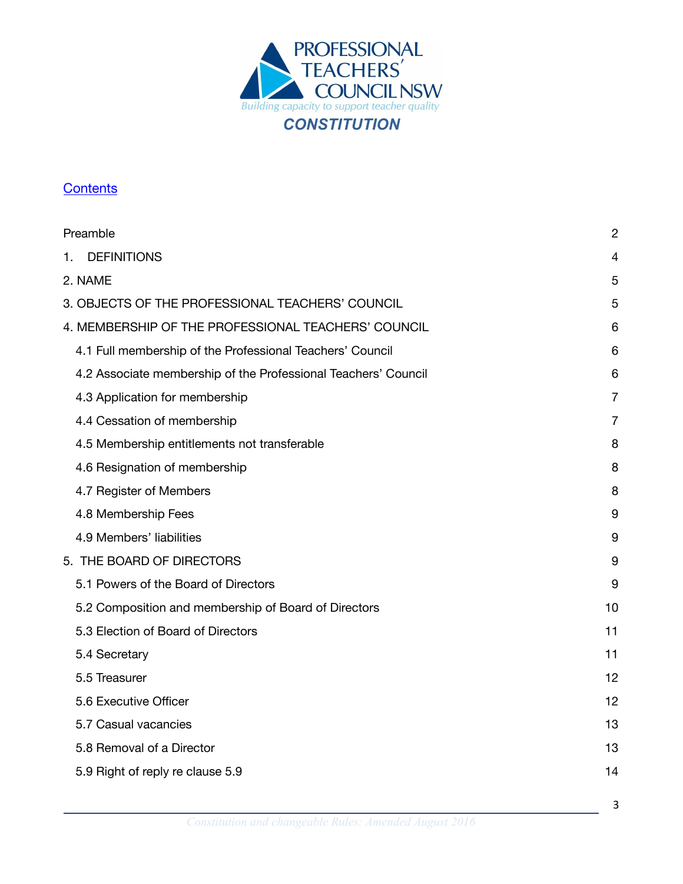PROFESSIONAL TEACHERS' COUNCIL NSW

*Building capacity to support teacher quality*

# CONSTITUTION

## Contents

| | |
|---|---|
| Preamble | 2 |
| 1. DEFINITIONS | 4 |
| 2. NAME | 5 |
| 3. OBJECTS OF THE PROFESSIONAL TEACHERS' COUNCIL | 5 |
| 4. MEMBERSHIP OF THE PROFESSIONAL TEACHERS' COUNCIL | 6 |
| 4.1 Full membership of the Professional Teachers' Council | 6 |
| 4.2 Associate membership of the Professional Teachers' Council | 6 |
| 4.3 Application for membership | 7 |
| 4.4 Cessation of membership | 7 |
| 4.5 Membership entitlements not transferable | 8 |
| 4.6 Resignation of membership | 8 |
| 4.7 Register of Members | 8 |
| 4.8 Membership Fees | 9 |
| 4.9 Members' liabilities | 9 |
| 5. THE BOARD OF DIRECTORS | 9 |
| 5.1 Powers of the Board of Directors | 9 |
| 5.2 Composition and membership of Board of Directors | 10 |
| 5.3 Election of Board of Directors | 11 |
| 5.4 Secretary | 11 |
| 5.5 Treasurer | 12 |
| 5.6 Executive Officer | 12 |
| 5.7 Casual vacancies | 13 |
| 5.8 Removal of a Director | 13 |
| 5.9 Right of reply re clause 5.9 | 14 |

*Constitution and changeable Rules: Amended August 2016*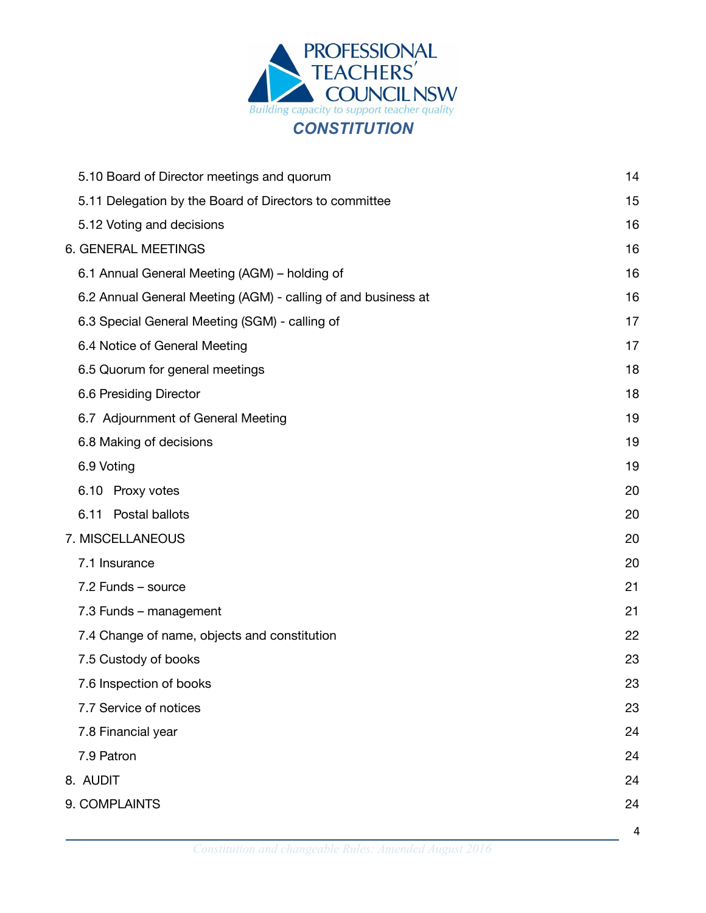| | |
|---|---|
| 5.10 Board of Director meetings and quorum | 14 |
| 5.11 Delegation by the Board of Directors to committee | 15 |
| 5.12 Voting and decisions | 16 |
| 6. GENERAL MEETINGS | 16 |
| 6.1 Annual General Meeting (AGM) – holding of | 16 |
| 6.2 Annual General Meeting (AGM) - calling of and business at | 16 |
| 6.3 Special General Meeting (SGM) - calling of | 17 |
| 6.4 Notice of General Meeting | 17 |
| 6.5 Quorum for general meetings | 18 |
| 6.6 Presiding Director | 18 |
| 6.7 Adjournment of General Meeting | 19 |
| 6.8 Making of decisions | 19 |
| 6.9 Voting | 19 |
| 6.10 Proxy votes | 20 |
| 6.11 Postal ballots | 20 |
| 7. MISCELLANEOUS | 20 |
| 7.1 Insurance | 20 |
| 7.2 Funds – source | 21 |
| 7.3 Funds – management | 21 |
| 7.4 Change of name, objects and constitution | 22 |
| 7.5 Custody of books | 23 |
| 7.6 Inspection of books | 23 |
| 7.7 Service of notices | 23 |
| 7.8 Financial year | 24 |
| 7.9 Patron | 24 |
| 8. AUDIT | 24 |
| 9. COMPLAINTS | 24 |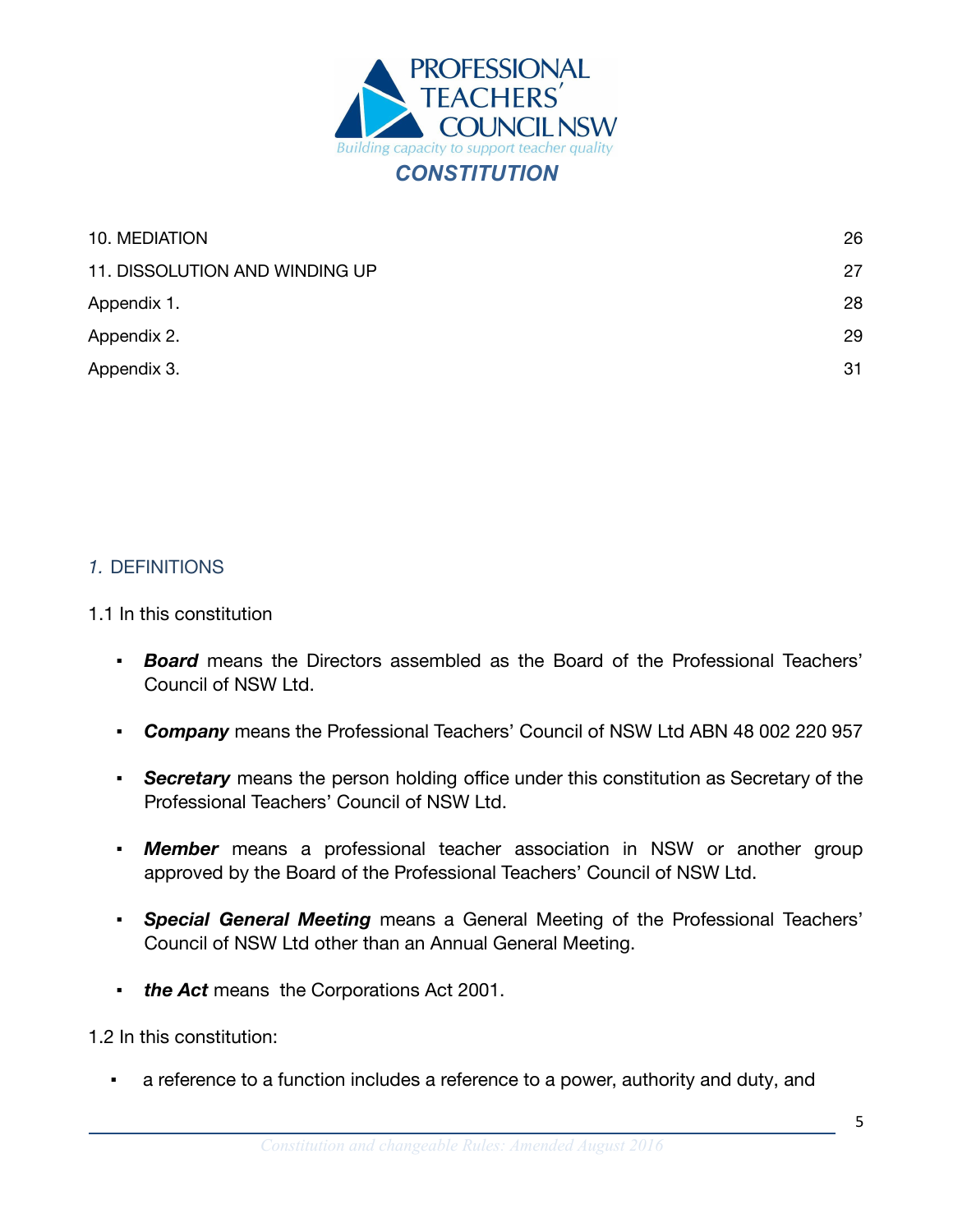| | |
|---|---|
| 10. MEDIATION | 26 |
| 11. DISSOLUTION AND WINDING UP | 27 |
| Appendix 1. | 28 |
| Appendix 2. | 29 |
| Appendix 3. | 31 |

## *1.* DEFINITIONS

1.1 In this constitution

- ***Board*** means the Directors assembled as the Board of the Professional Teachers' Council of NSW Ltd.
- ***Company*** means the Professional Teachers' Council of NSW Ltd ABN 48 002 220 957
- ***Secretary*** means the person holding office under this constitution as Secretary of the Professional Teachers' Council of NSW Ltd.
- ***Member*** means a professional teacher association in NSW or another group approved by the Board of the Professional Teachers' Council of NSW Ltd.
- ***Special General Meeting*** means a General Meeting of the Professional Teachers' Council of NSW Ltd other than an Annual General Meeting.
- ***the Act*** means the Corporations Act 2001.

1.2 In this constitution:

- a reference to a function includes a reference to a power, authority and duty, and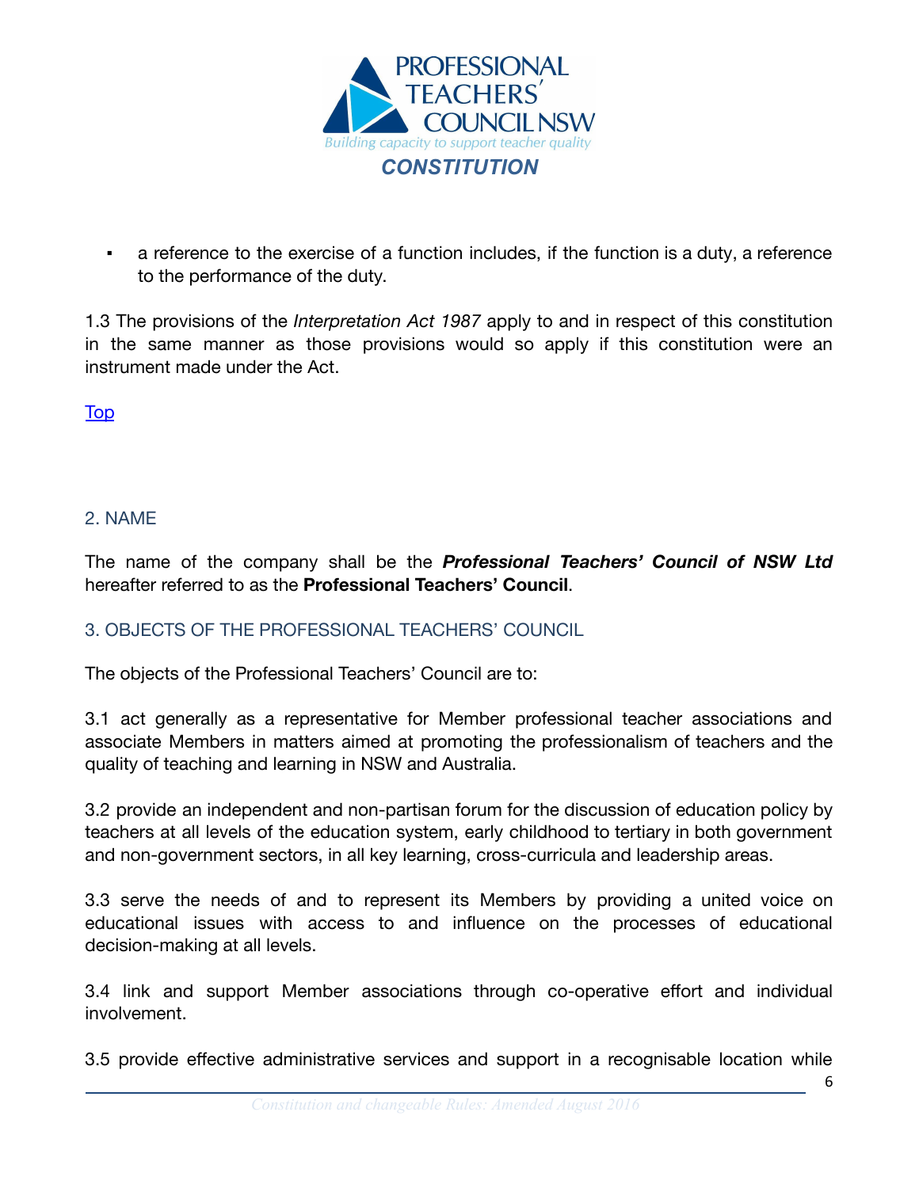- a reference to the exercise of a function includes, if the function is a duty, a reference to the performance of the duty.

1.3 The provisions of the *Interpretation Act 1987* apply to and in respect of this constitution in the same manner as those provisions would so apply if this constitution were an instrument made under the Act.

Top

## 2. NAME

The name of the company shall be the ***Professional Teachers' Council of NSW Ltd*** hereafter referred to as the **Professional Teachers' Council**.

## 3. OBJECTS OF THE PROFESSIONAL TEACHERS' COUNCIL

The objects of the Professional Teachers' Council are to:

3.1 act generally as a representative for Member professional teacher associations and associate Members in matters aimed at promoting the professionalism of teachers and the quality of teaching and learning in NSW and Australia.

3.2 provide an independent and non-partisan forum for the discussion of education policy by teachers at all levels of the education system, early childhood to tertiary in both government and non-government sectors, in all key learning, cross-curricula and leadership areas.

3.3 serve the needs of and to represent its Members by providing a united voice on educational issues with access to and influence on the processes of educational decision-making at all levels.

3.4 link and support Member associations through co-operative effort and individual involvement.

3.5 provide effective administrative services and support in a recognisable location while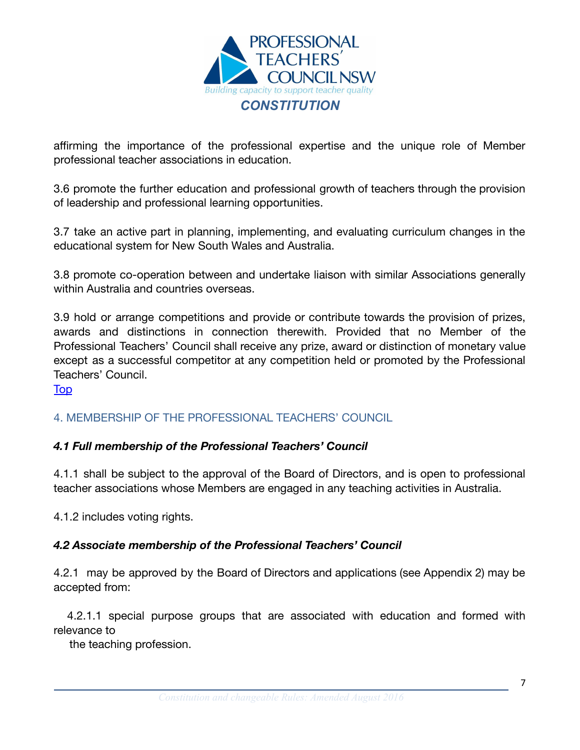affirming the importance of the professional expertise and the unique role of Member professional teacher associations in education.

3.6 promote the further education and professional growth of teachers through the provision of leadership and professional learning opportunities.

3.7 take an active part in planning, implementing, and evaluating curriculum changes in the educational system for New South Wales and Australia.

3.8 promote co-operation between and undertake liaison with similar Associations generally within Australia and countries overseas.

3.9 hold or arrange competitions and provide or contribute towards the provision of prizes, awards and distinctions in connection therewith. Provided that no Member of the Professional Teachers' Council shall receive any prize, award or distinction of monetary value except as a successful competitor at any competition held or promoted by the Professional Teachers' Council.

Top

## 4. MEMBERSHIP OF THE PROFESSIONAL TEACHERS' COUNCIL

### *4.1 Full membership of the Professional Teachers' Council*

4.1.1 shall be subject to the approval of the Board of Directors, and is open to professional teacher associations whose Members are engaged in any teaching activities in Australia.

4.1.2 includes voting rights.

### *4.2 Associate membership of the Professional Teachers' Council*

4.2.1 may be approved by the Board of Directors and applications (see Appendix 2) may be accepted from:

4.2.1.1 special purpose groups that are associated with education and formed with relevance to the teaching profession.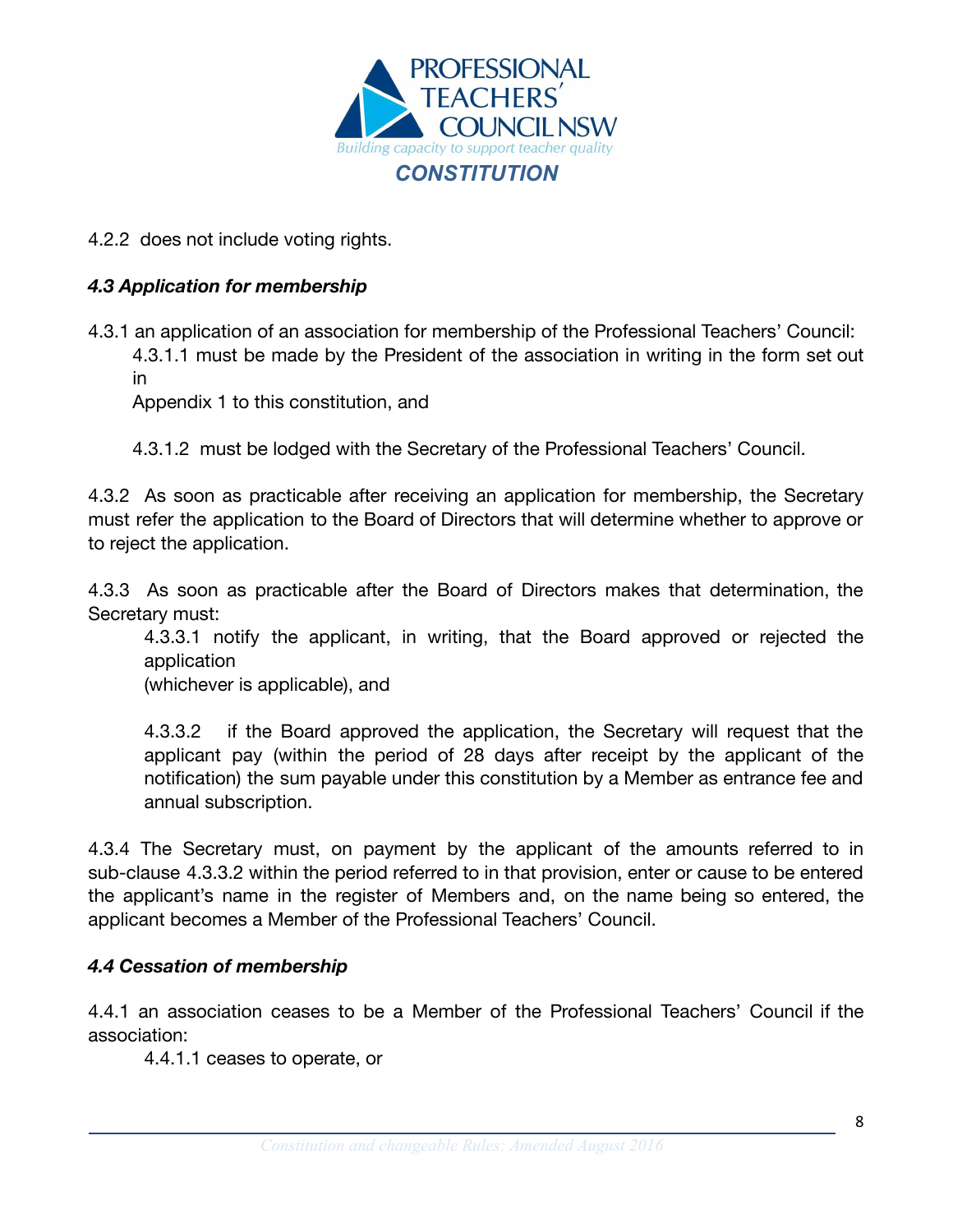4.2.2 does not include voting rights.

### *4.3 Application for membership*

4.3.1 an application of an association for membership of the Professional Teachers' Council:

4.3.1.1 must be made by the President of the association in writing in the form set out in Appendix 1 to this constitution, and

4.3.1.2 must be lodged with the Secretary of the Professional Teachers' Council.

4.3.2 As soon as practicable after receiving an application for membership, the Secretary must refer the application to the Board of Directors that will determine whether to approve or to reject the application.

4.3.3 As soon as practicable after the Board of Directors makes that determination, the Secretary must:

4.3.3.1 notify the applicant, in writing, that the Board approved or rejected the application (whichever is applicable), and

4.3.3.2 if the Board approved the application, the Secretary will request that the applicant pay (within the period of 28 days after receipt by the applicant of the notification) the sum payable under this constitution by a Member as entrance fee and annual subscription.

4.3.4 The Secretary must, on payment by the applicant of the amounts referred to in sub-clause 4.3.3.2 within the period referred to in that provision, enter or cause to be entered the applicant's name in the register of Members and, on the name being so entered, the applicant becomes a Member of the Professional Teachers' Council.

### *4.4 Cessation of membership*

4.4.1 an association ceases to be a Member of the Professional Teachers' Council if the association:

4.4.1.1 ceases to operate, or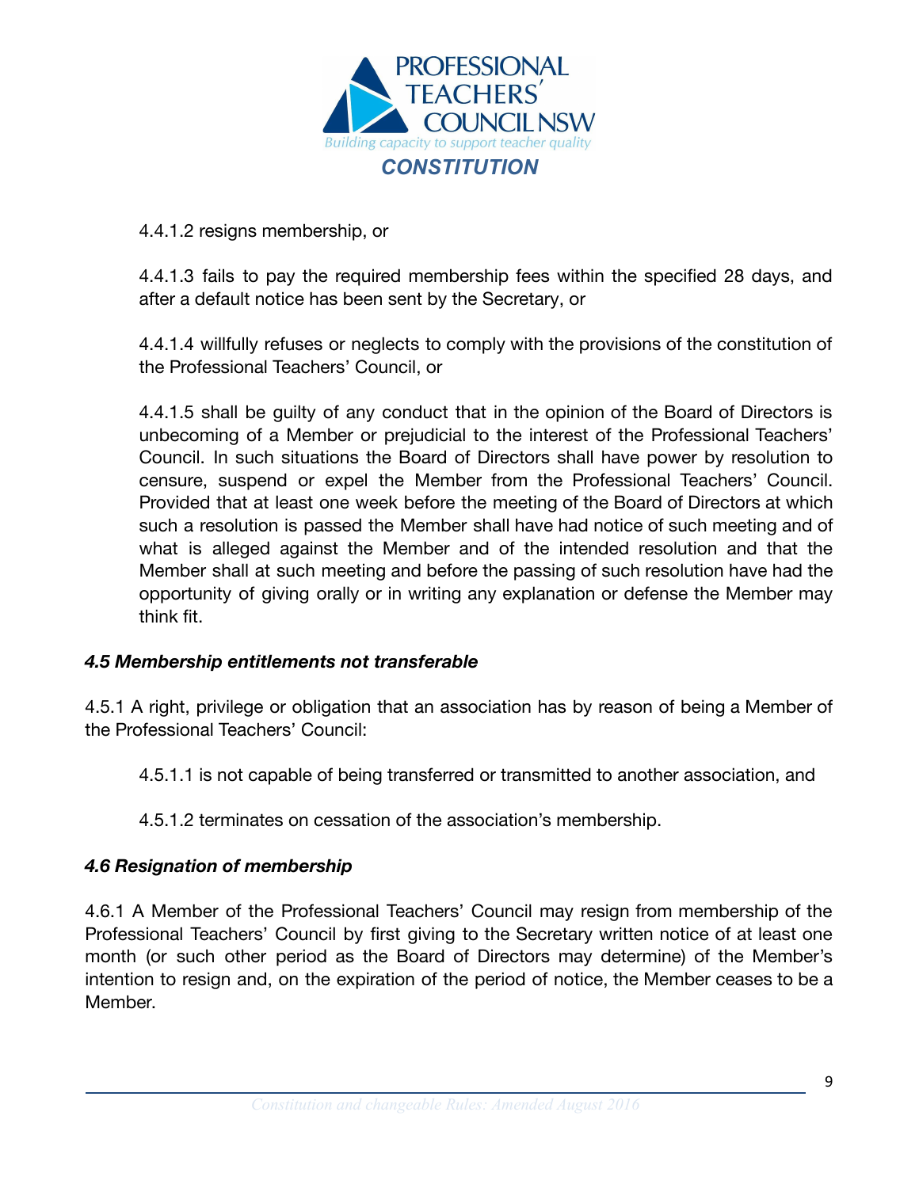4.4.1.2 resigns membership, or

4.4.1.3 fails to pay the required membership fees within the specified 28 days, and after a default notice has been sent by the Secretary, or

4.4.1.4 willfully refuses or neglects to comply with the provisions of the constitution of the Professional Teachers' Council, or

4.4.1.5 shall be guilty of any conduct that in the opinion of the Board of Directors is unbecoming of a Member or prejudicial to the interest of the Professional Teachers' Council. In such situations the Board of Directors shall have power by resolution to censure, suspend or expel the Member from the Professional Teachers' Council. Provided that at least one week before the meeting of the Board of Directors at which such a resolution is passed the Member shall have had notice of such meeting and of what is alleged against the Member and of the intended resolution and that the Member shall at such meeting and before the passing of such resolution have had the opportunity of giving orally or in writing any explanation or defense the Member may think fit.

### *4.5 Membership entitlements not transferable*

4.5.1 A right, privilege or obligation that an association has by reason of being a Member of the Professional Teachers' Council:

4.5.1.1 is not capable of being transferred or transmitted to another association, and

4.5.1.2 terminates on cessation of the association's membership.

### *4.6 Resignation of membership*

4.6.1 A Member of the Professional Teachers' Council may resign from membership of the Professional Teachers' Council by first giving to the Secretary written notice of at least one month (or such other period as the Board of Directors may determine) of the Member's intention to resign and, on the expiration of the period of notice, the Member ceases to be a Member.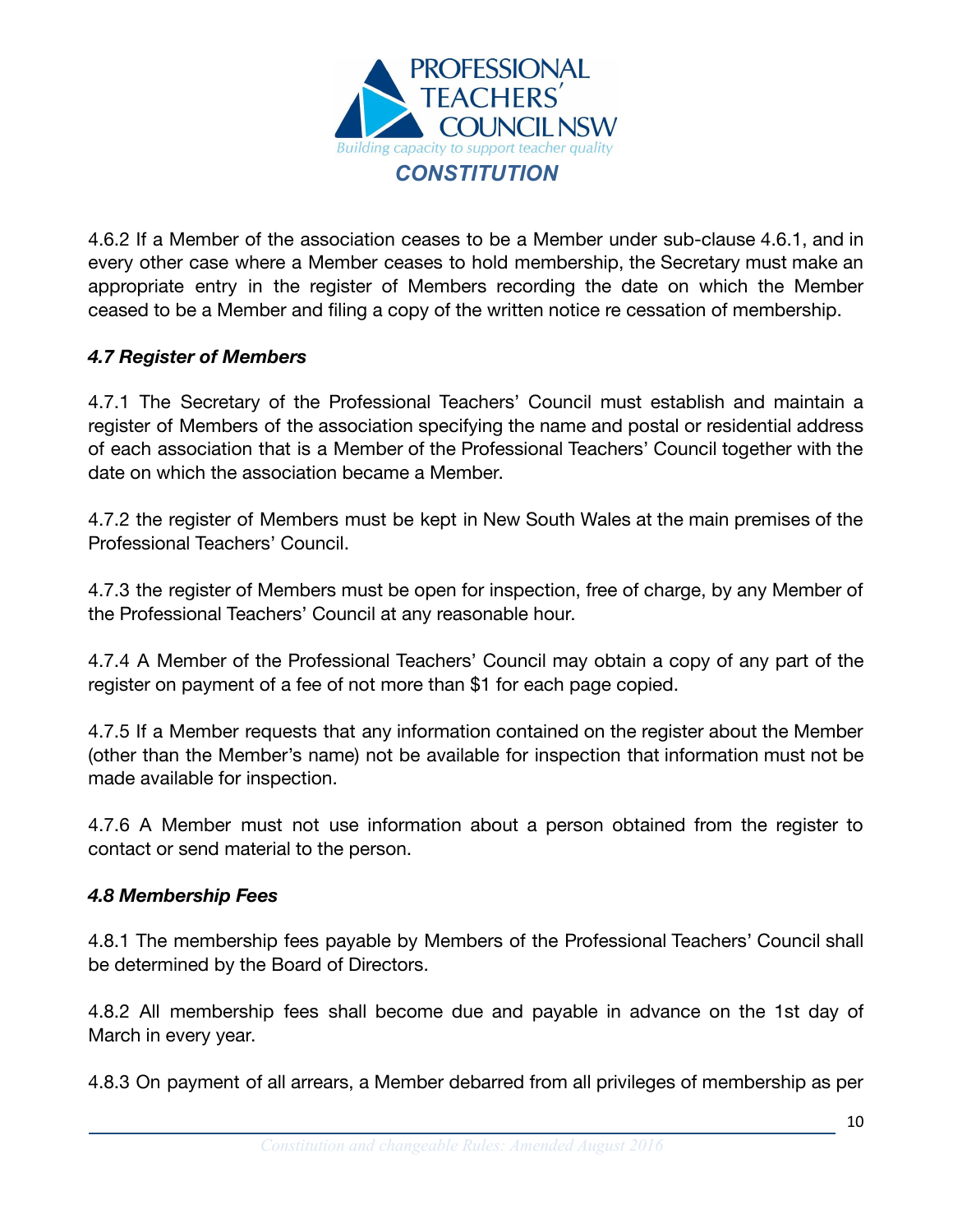4.6.2 If a Member of the association ceases to be a Member under sub-clause 4.6.1, and in every other case where a Member ceases to hold membership, the Secretary must make an appropriate entry in the register of Members recording the date on which the Member ceased to be a Member and filing a copy of the written notice re cessation of membership.

### *4.7 Register of Members*

4.7.1 The Secretary of the Professional Teachers' Council must establish and maintain a register of Members of the association specifying the name and postal or residential address of each association that is a Member of the Professional Teachers' Council together with the date on which the association became a Member.

4.7.2 the register of Members must be kept in New South Wales at the main premises of the Professional Teachers' Council.

4.7.3 the register of Members must be open for inspection, free of charge, by any Member of the Professional Teachers' Council at any reasonable hour.

4.7.4 A Member of the Professional Teachers' Council may obtain a copy of any part of the register on payment of a fee of not more than $1 for each page copied.

4.7.5 If a Member requests that any information contained on the register about the Member (other than the Member's name) not be available for inspection that information must not be made available for inspection.

4.7.6 A Member must not use information about a person obtained from the register to contact or send material to the person.

### *4.8 Membership Fees*

4.8.1 The membership fees payable by Members of the Professional Teachers' Council shall be determined by the Board of Directors.

4.8.2 All membership fees shall become due and payable in advance on the 1st day of March in every year.

4.8.3 On payment of all arrears, a Member debarred from all privileges of membership as per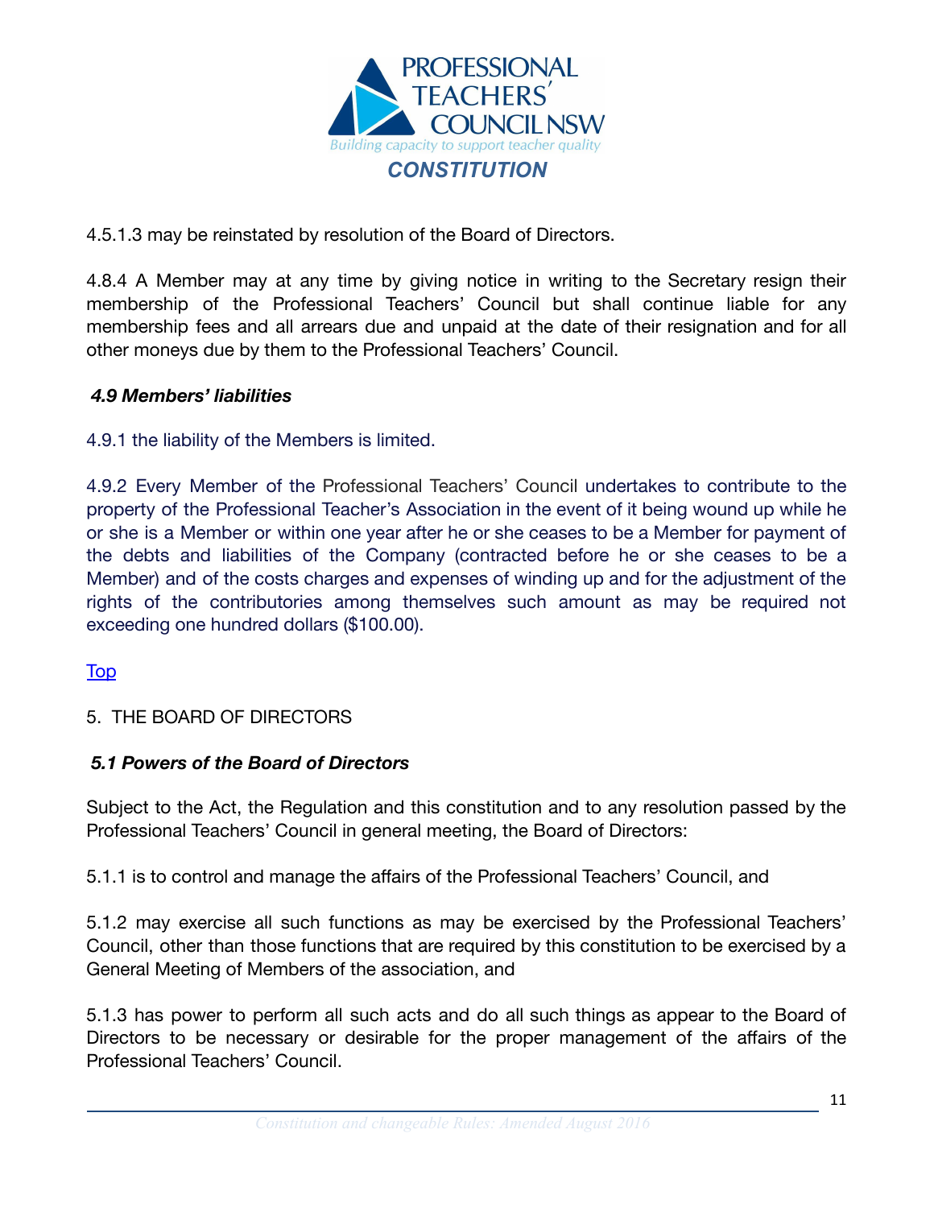4.5.1.3 may be reinstated by resolution of the Board of Directors.

4.8.4 A Member may at any time by giving notice in writing to the Secretary resign their membership of the Professional Teachers' Council but shall continue liable for any membership fees and all arrears due and unpaid at the date of their resignation and for all other moneys due by them to the Professional Teachers' Council.

### *4.9 Members' liabilities*

4.9.1 the liability of the Members is limited.

4.9.2 Every Member of the Professional Teachers' Council undertakes to contribute to the property of the Professional Teacher's Association in the event of it being wound up while he or she is a Member or within one year after he or she ceases to be a Member for payment of the debts and liabilities of the Company (contracted before he or she ceases to be a Member) and of the costs charges and expenses of winding up and for the adjustment of the rights of the contributories among themselves such amount as may be required not exceeding one hundred dollars ($100.00).

Top

## 5. THE BOARD OF DIRECTORS

### *5.1 Powers of the Board of Directors*

Subject to the Act, the Regulation and this constitution and to any resolution passed by the Professional Teachers' Council in general meeting, the Board of Directors:

5.1.1 is to control and manage the affairs of the Professional Teachers' Council, and

5.1.2 may exercise all such functions as may be exercised by the Professional Teachers' Council, other than those functions that are required by this constitution to be exercised by a General Meeting of Members of the association, and

5.1.3 has power to perform all such acts and do all such things as appear to the Board of Directors to be necessary or desirable for the proper management of the affairs of the Professional Teachers' Council.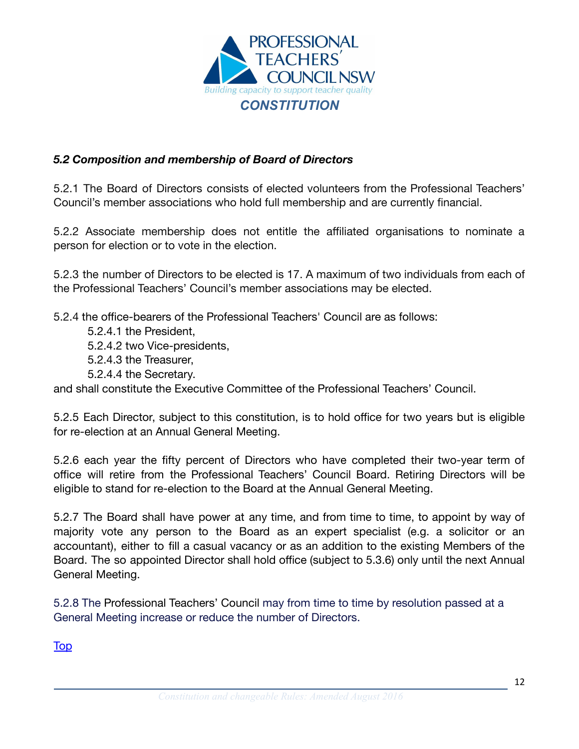### *5.2 Composition and membership of Board of Directors*

5.2.1 The Board of Directors consists of elected volunteers from the Professional Teachers' Council's member associations who hold full membership and are currently financial.

5.2.2 Associate membership does not entitle the affiliated organisations to nominate a person for election or to vote in the election.

5.2.3 the number of Directors to be elected is 17. A maximum of two individuals from each of the Professional Teachers' Council's member associations may be elected.

5.2.4 the office-bearers of the Professional Teachers' Council are as follows:

- 5.2.4.1 the President,
- 5.2.4.2 two Vice-presidents,
- 5.2.4.3 the Treasurer,
- 5.2.4.4 the Secretary.

and shall constitute the Executive Committee of the Professional Teachers' Council.

5.2.5 Each Director, subject to this constitution, is to hold office for two years but is eligible for re-election at an Annual General Meeting.

5.2.6 each year the fifty percent of Directors who have completed their two-year term of office will retire from the Professional Teachers' Council Board. Retiring Directors will be eligible to stand for re-election to the Board at the Annual General Meeting.

5.2.7 The Board shall have power at any time, and from time to time, to appoint by way of majority vote any person to the Board as an expert specialist (e.g. a solicitor or an accountant), either to fill a casual vacancy or as an addition to the existing Members of the Board. The so appointed Director shall hold office (subject to 5.3.6) only until the next Annual General Meeting.

5.2.8 The Professional Teachers' Council may from time to time by resolution passed at a General Meeting increase or reduce the number of Directors.

Top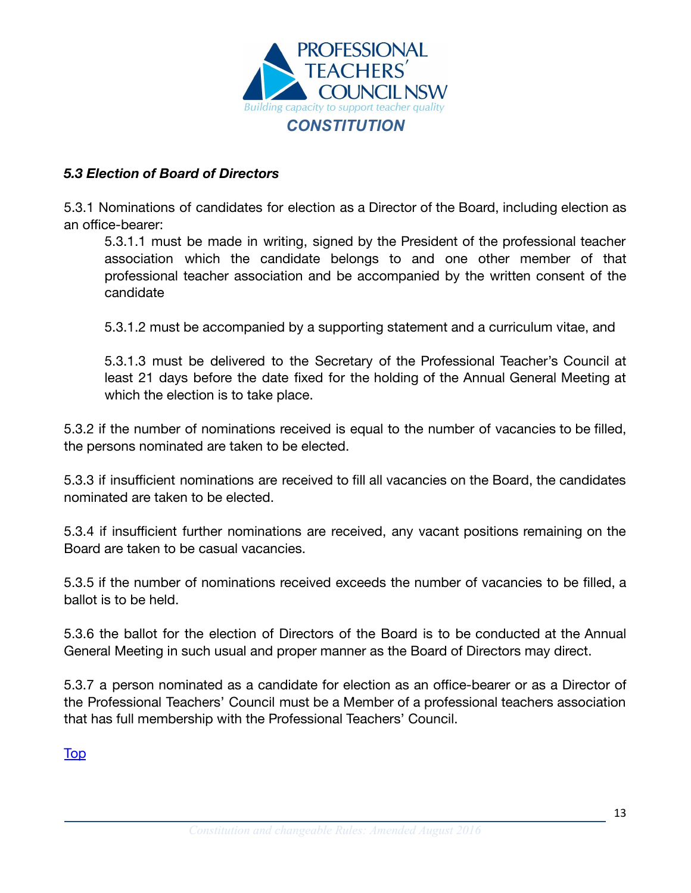### *5.3 Election of Board of Directors*

5.3.1 Nominations of candidates for election as a Director of the Board, including election as an office-bearer:

5.3.1.1 must be made in writing, signed by the President of the professional teacher association which the candidate belongs to and one other member of that professional teacher association and be accompanied by the written consent of the candidate

5.3.1.2 must be accompanied by a supporting statement and a curriculum vitae, and

5.3.1.3 must be delivered to the Secretary of the Professional Teacher's Council at least 21 days before the date fixed for the holding of the Annual General Meeting at which the election is to take place.

5.3.2 if the number of nominations received is equal to the number of vacancies to be filled, the persons nominated are taken to be elected.

5.3.3 if insufficient nominations are received to fill all vacancies on the Board, the candidates nominated are taken to be elected.

5.3.4 if insufficient further nominations are received, any vacant positions remaining on the Board are taken to be casual vacancies.

5.3.5 if the number of nominations received exceeds the number of vacancies to be filled, a ballot is to be held.

5.3.6 the ballot for the election of Directors of the Board is to be conducted at the Annual General Meeting in such usual and proper manner as the Board of Directors may direct.

5.3.7 a person nominated as a candidate for election as an office-bearer or as a Director of the Professional Teachers' Council must be a Member of a professional teachers association that has full membership with the Professional Teachers' Council.

Top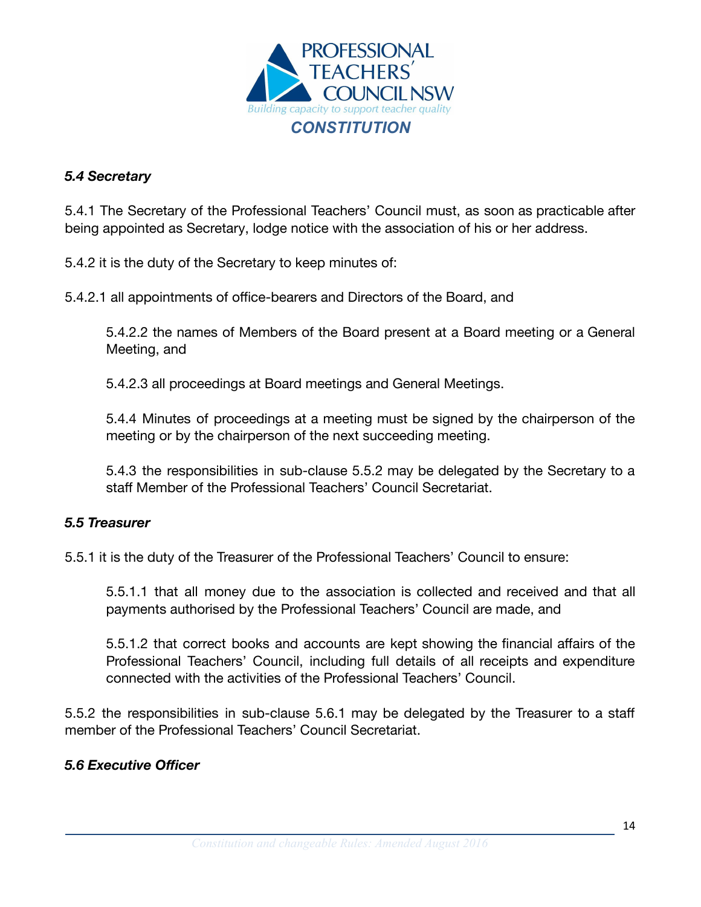*5.4 Secretary*

5.4.1 The Secretary of the Professional Teachers' Council must, as soon as practicable after being appointed as Secretary, lodge notice with the association of his or her address.

5.4.2 it is the duty of the Secretary to keep minutes of:

5.4.2.1 all appointments of office-bearers and Directors of the Board, and

5.4.2.2 the names of Members of the Board present at a Board meeting or a General Meeting, and

5.4.2.3 all proceedings at Board meetings and General Meetings.

5.4.4 Minutes of proceedings at a meeting must be signed by the chairperson of the meeting or by the chairperson of the next succeeding meeting.

5.4.3 the responsibilities in sub-clause 5.5.2 may be delegated by the Secretary to a staff Member of the Professional Teachers' Council Secretariat.

*5.5 Treasurer*

5.5.1 it is the duty of the Treasurer of the Professional Teachers' Council to ensure:

5.5.1.1 that all money due to the association is collected and received and that all payments authorised by the Professional Teachers' Council are made, and

5.5.1.2 that correct books and accounts are kept showing the financial affairs of the Professional Teachers' Council, including full details of all receipts and expenditure connected with the activities of the Professional Teachers' Council.

5.5.2 the responsibilities in sub-clause 5.6.1 may be delegated by the Treasurer to a staff member of the Professional Teachers' Council Secretariat.

*5.6 Executive Officer*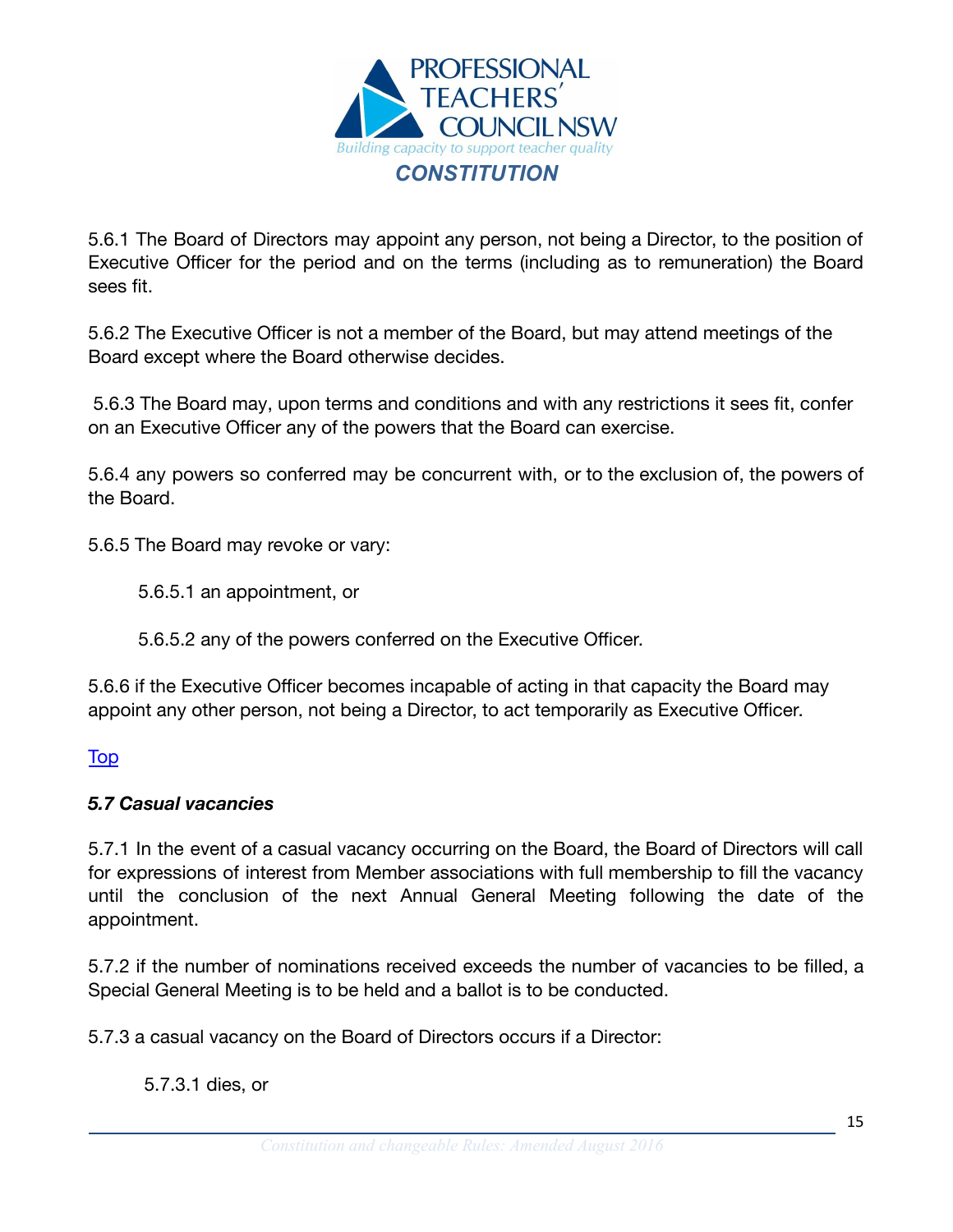5.6.1 The Board of Directors may appoint any person, not being a Director, to the position of Executive Officer for the period and on the terms (including as to remuneration) the Board sees fit.

5.6.2 The Executive Officer is not a member of the Board, but may attend meetings of the Board except where the Board otherwise decides.

5.6.3 The Board may, upon terms and conditions and with any restrictions it sees fit, confer on an Executive Officer any of the powers that the Board can exercise.

5.6.4 any powers so conferred may be concurrent with, or to the exclusion of, the powers of the Board.

5.6.5 The Board may revoke or vary:

5.6.5.1 an appointment, or

5.6.5.2 any of the powers conferred on the Executive Officer.

5.6.6 if the Executive Officer becomes incapable of acting in that capacity the Board may appoint any other person, not being a Director, to act temporarily as Executive Officer.

Top

### *5.7 Casual vacancies*

5.7.1 In the event of a casual vacancy occurring on the Board, the Board of Directors will call for expressions of interest from Member associations with full membership to fill the vacancy until the conclusion of the next Annual General Meeting following the date of the appointment.

5.7.2 if the number of nominations received exceeds the number of vacancies to be filled, a Special General Meeting is to be held and a ballot is to be conducted.

5.7.3 a casual vacancy on the Board of Directors occurs if a Director:

5.7.3.1 dies, or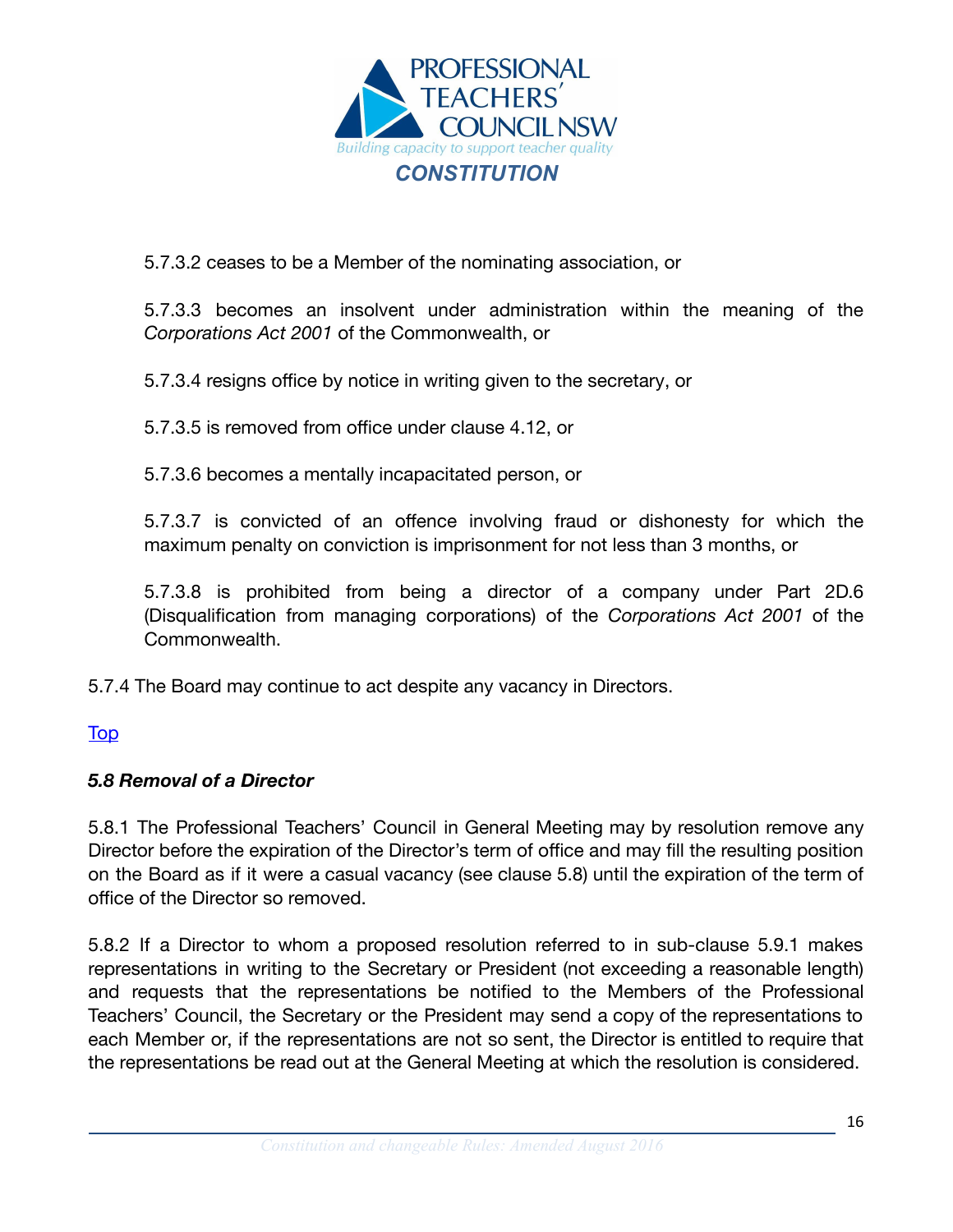5.7.3.2 ceases to be a Member of the nominating association, or

5.7.3.3 becomes an insolvent under administration within the meaning of the *Corporations Act 2001* of the Commonwealth, or

5.7.3.4 resigns office by notice in writing given to the secretary, or

5.7.3.5 is removed from office under clause 4.12, or

5.7.3.6 becomes a mentally incapacitated person, or

5.7.3.7 is convicted of an offence involving fraud or dishonesty for which the maximum penalty on conviction is imprisonment for not less than 3 months, or

5.7.3.8 is prohibited from being a director of a company under Part 2D.6 (Disqualification from managing corporations) of the *Corporations Act 2001* of the Commonwealth.

5.7.4 The Board may continue to act despite any vacancy in Directors.

Top

### *5.8 Removal of a Director*

5.8.1 The Professional Teachers' Council in General Meeting may by resolution remove any Director before the expiration of the Director's term of office and may fill the resulting position on the Board as if it were a casual vacancy (see clause 5.8) until the expiration of the term of office of the Director so removed.

5.8.2 If a Director to whom a proposed resolution referred to in sub-clause 5.9.1 makes representations in writing to the Secretary or President (not exceeding a reasonable length) and requests that the representations be notified to the Members of the Professional Teachers' Council, the Secretary or the President may send a copy of the representations to each Member or, if the representations are not so sent, the Director is entitled to require that the representations be read out at the General Meeting at which the resolution is considered.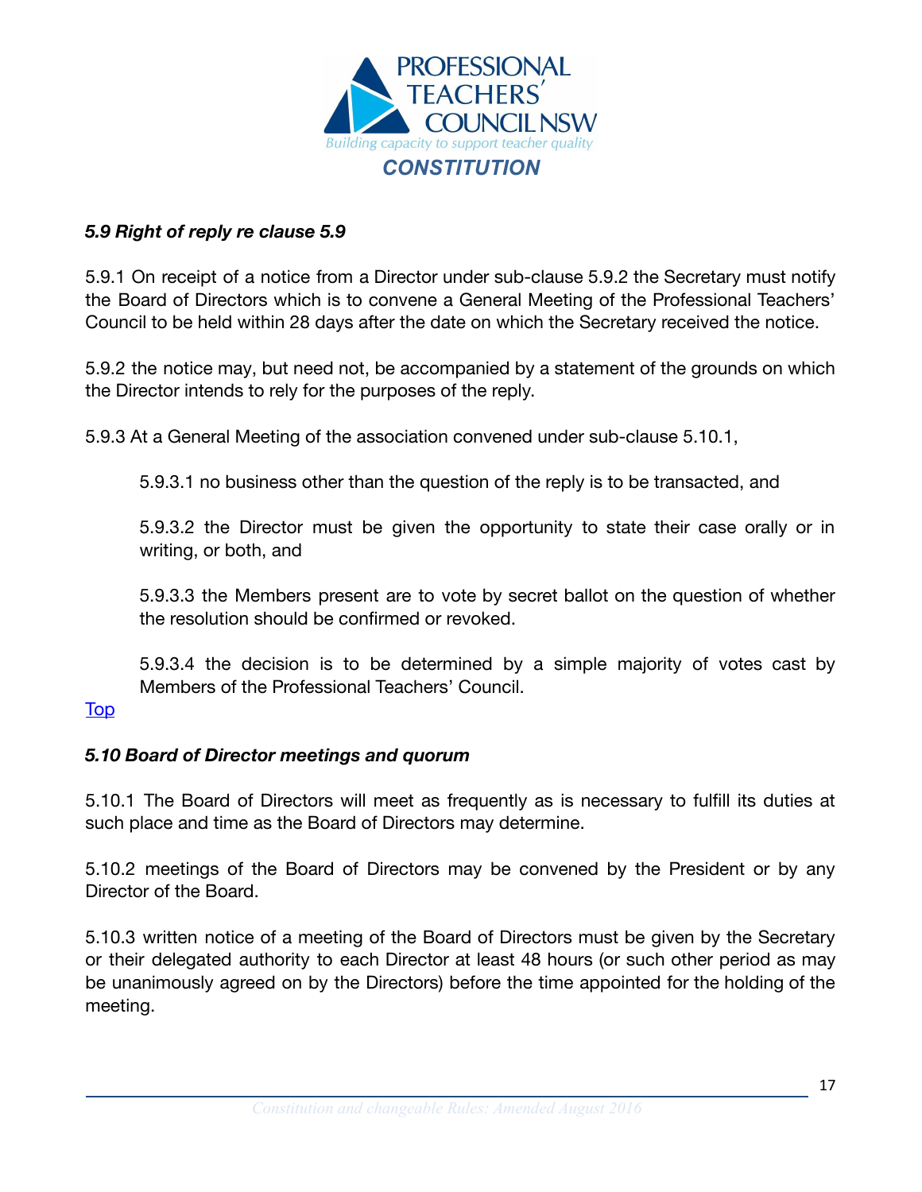### *5.9 Right of reply re clause 5.9*

5.9.1 On receipt of a notice from a Director under sub-clause 5.9.2 the Secretary must notify the Board of Directors which is to convene a General Meeting of the Professional Teachers' Council to be held within 28 days after the date on which the Secretary received the notice.

5.9.2 the notice may, but need not, be accompanied by a statement of the grounds on which the Director intends to rely for the purposes of the reply.

5.9.3 At a General Meeting of the association convened under sub-clause 5.10.1,

> 5.9.3.1 no business other than the question of the reply is to be transacted, and
>
> 5.9.3.2 the Director must be given the opportunity to state their case orally or in writing, or both, and
>
> 5.9.3.3 the Members present are to vote by secret ballot on the question of whether the resolution should be confirmed or revoked.
>
> 5.9.3.4 the decision is to be determined by a simple majority of votes cast by Members of the Professional Teachers' Council.

Top

### *5.10 Board of Director meetings and quorum*

5.10.1 The Board of Directors will meet as frequently as is necessary to fulfill its duties at such place and time as the Board of Directors may determine.

5.10.2 meetings of the Board of Directors may be convened by the President or by any Director of the Board.

5.10.3 written notice of a meeting of the Board of Directors must be given by the Secretary or their delegated authority to each Director at least 48 hours (or such other period as may be unanimously agreed on by the Directors) before the time appointed for the holding of the meeting.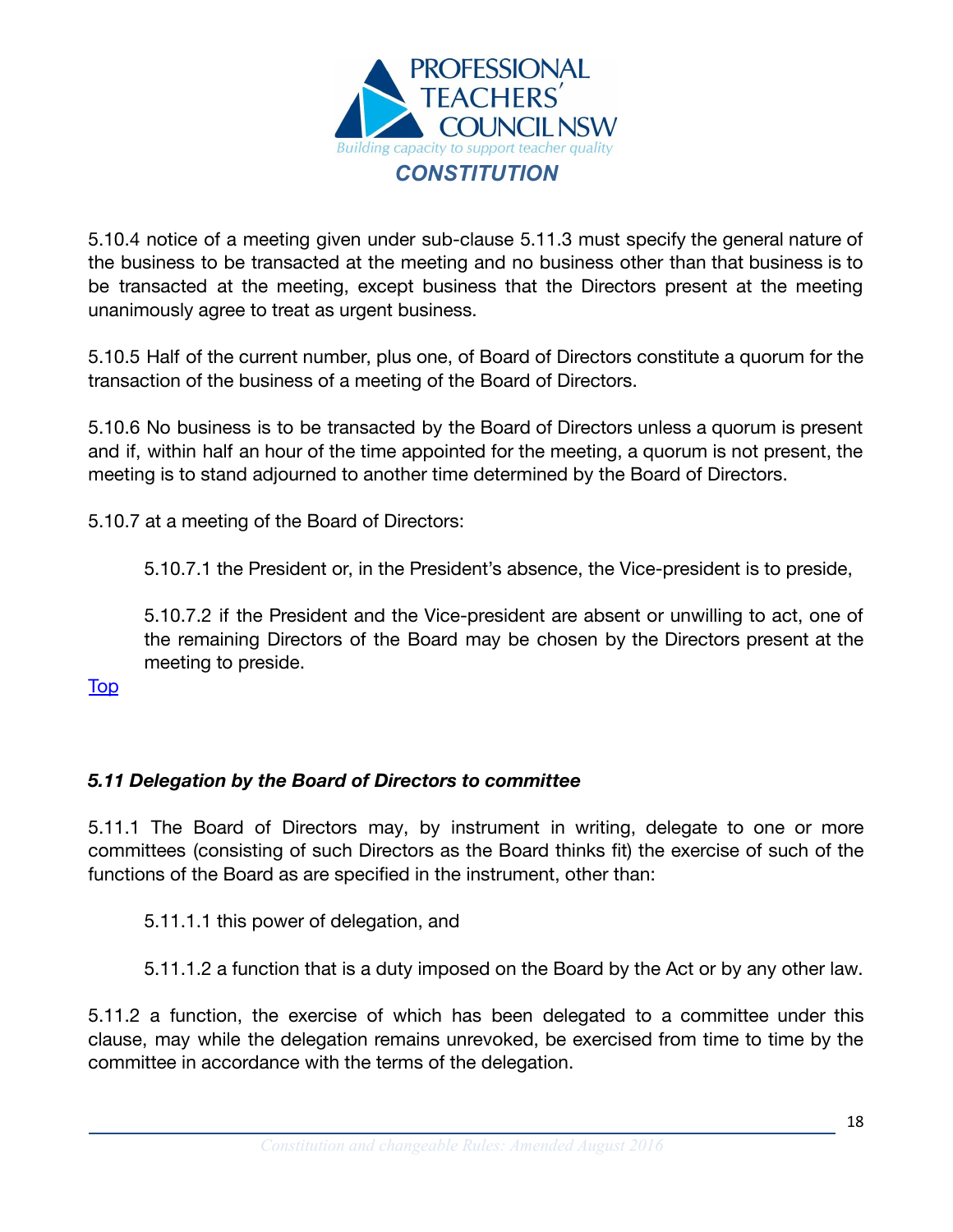5.10.4 notice of a meeting given under sub-clause 5.11.3 must specify the general nature of the business to be transacted at the meeting and no business other than that business is to be transacted at the meeting, except business that the Directors present at the meeting unanimously agree to treat as urgent business.

5.10.5 Half of the current number, plus one, of Board of Directors constitute a quorum for the transaction of the business of a meeting of the Board of Directors.

5.10.6 No business is to be transacted by the Board of Directors unless a quorum is present and if, within half an hour of the time appointed for the meeting, a quorum is not present, the meeting is to stand adjourned to another time determined by the Board of Directors.

5.10.7 at a meeting of the Board of Directors:

> 5.10.7.1 the President or, in the President's absence, the Vice-president is to preside,
>
> 5.10.7.2 if the President and the Vice-president are absent or unwilling to act, one of the remaining Directors of the Board may be chosen by the Directors present at the meeting to preside.

Top

### *5.11 Delegation by the Board of Directors to committee*

5.11.1 The Board of Directors may, by instrument in writing, delegate to one or more committees (consisting of such Directors as the Board thinks fit) the exercise of such of the functions of the Board as are specified in the instrument, other than:

> 5.11.1.1 this power of delegation, and
>
> 5.11.1.2 a function that is a duty imposed on the Board by the Act or by any other law.

5.11.2 a function, the exercise of which has been delegated to a committee under this clause, may while the delegation remains unrevoked, be exercised from time to time by the committee in accordance with the terms of the delegation.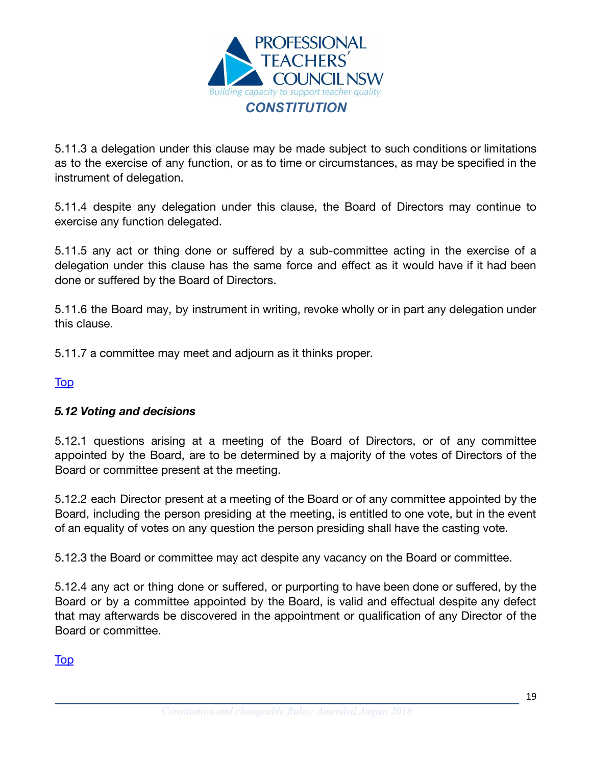5.11.3 a delegation under this clause may be made subject to such conditions or limitations as to the exercise of any function, or as to time or circumstances, as may be specified in the instrument of delegation.

5.11.4 despite any delegation under this clause, the Board of Directors may continue to exercise any function delegated.

5.11.5 any act or thing done or suffered by a sub-committee acting in the exercise of a delegation under this clause has the same force and effect as it would have if it had been done or suffered by the Board of Directors.

5.11.6 the Board may, by instrument in writing, revoke wholly or in part any delegation under this clause.

5.11.7 a committee may meet and adjourn as it thinks proper.

Top

### *5.12 Voting and decisions*

5.12.1 questions arising at a meeting of the Board of Directors, or of any committee appointed by the Board, are to be determined by a majority of the votes of Directors of the Board or committee present at the meeting.

5.12.2 each Director present at a meeting of the Board or of any committee appointed by the Board, including the person presiding at the meeting, is entitled to one vote, but in the event of an equality of votes on any question the person presiding shall have the casting vote.

5.12.3 the Board or committee may act despite any vacancy on the Board or committee.

5.12.4 any act or thing done or suffered, or purporting to have been done or suffered, by the Board or by a committee appointed by the Board, is valid and effectual despite any defect that may afterwards be discovered in the appointment or qualification of any Director of the Board or committee.

Top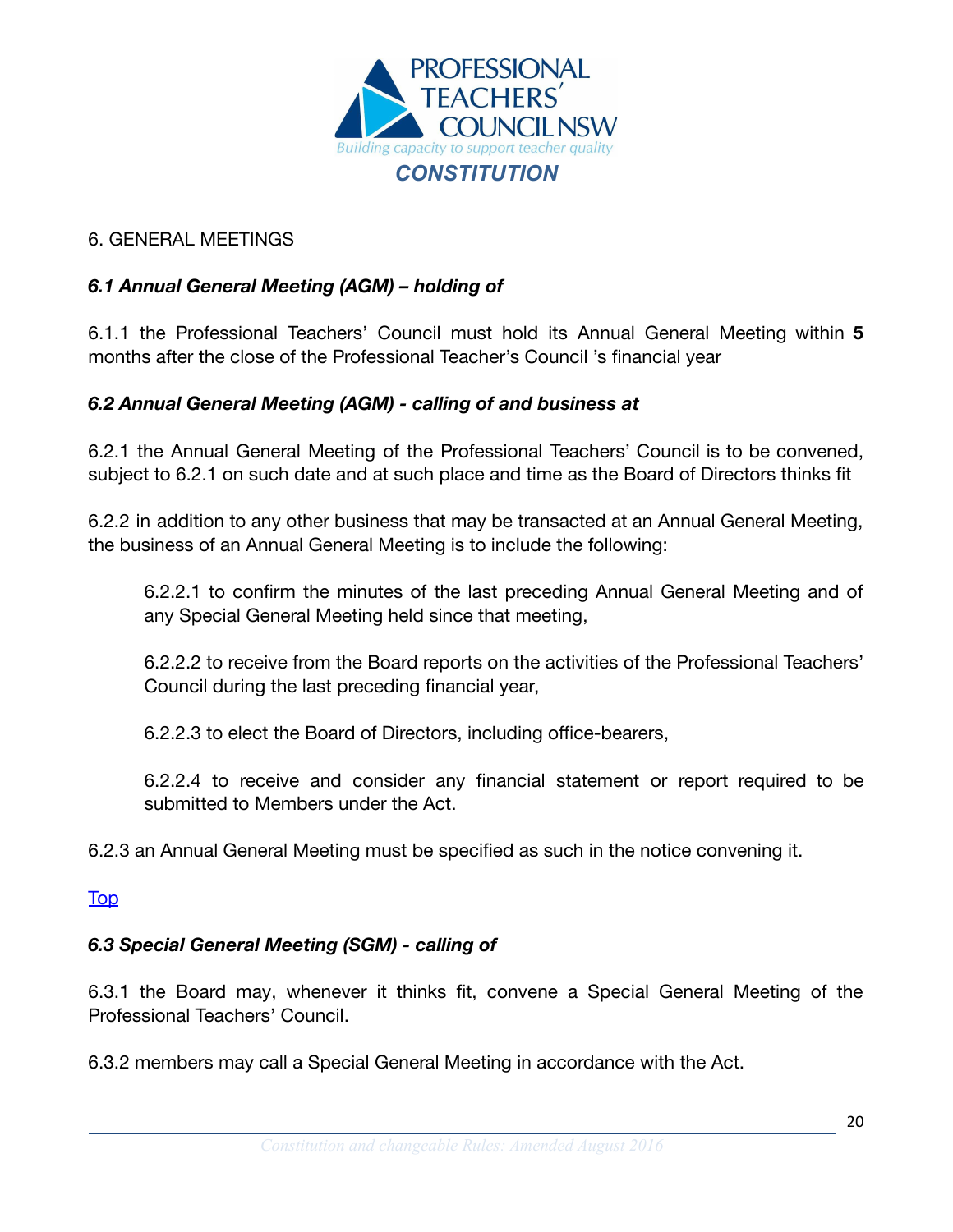## 6. GENERAL MEETINGS

### *6.1 Annual General Meeting (AGM) – holding of*

6.1.1 the Professional Teachers' Council must hold its Annual General Meeting within **5** months after the close of the Professional Teacher's Council 's financial year

### *6.2 Annual General Meeting (AGM) - calling of and business at*

6.2.1 the Annual General Meeting of the Professional Teachers' Council is to be convened, subject to 6.2.1 on such date and at such place and time as the Board of Directors thinks fit

6.2.2 in addition to any other business that may be transacted at an Annual General Meeting, the business of an Annual General Meeting is to include the following:

> 6.2.2.1 to confirm the minutes of the last preceding Annual General Meeting and of any Special General Meeting held since that meeting,
>
> 6.2.2.2 to receive from the Board reports on the activities of the Professional Teachers' Council during the last preceding financial year,
>
> 6.2.2.3 to elect the Board of Directors, including office-bearers,
>
> 6.2.2.4 to receive and consider any financial statement or report required to be submitted to Members under the Act.

6.2.3 an Annual General Meeting must be specified as such in the notice convening it.

Top

### *6.3 Special General Meeting (SGM) - calling of*

6.3.1 the Board may, whenever it thinks fit, convene a Special General Meeting of the Professional Teachers' Council.

6.3.2 members may call a Special General Meeting in accordance with the Act.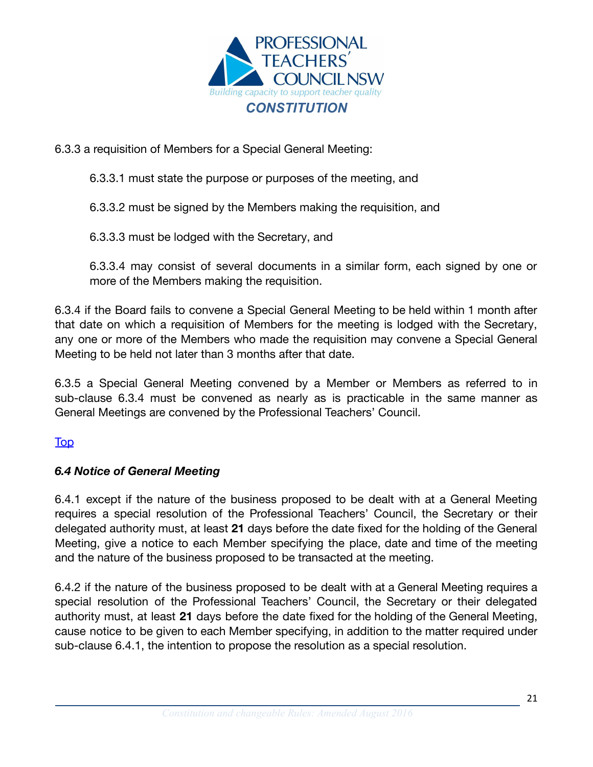6.3.3 a requisition of Members for a Special General Meeting:

6.3.3.1 must state the purpose or purposes of the meeting, and

6.3.3.2 must be signed by the Members making the requisition, and

6.3.3.3 must be lodged with the Secretary, and

6.3.3.4 may consist of several documents in a similar form, each signed by one or more of the Members making the requisition.

6.3.4 if the Board fails to convene a Special General Meeting to be held within 1 month after that date on which a requisition of Members for the meeting is lodged with the Secretary, any one or more of the Members who made the requisition may convene a Special General Meeting to be held not later than 3 months after that date.

6.3.5 a Special General Meeting convened by a Member or Members as referred to in sub-clause 6.3.4 must be convened as nearly as is practicable in the same manner as General Meetings are convened by the Professional Teachers' Council.

Top

### *6.4 Notice of General Meeting*

6.4.1 except if the nature of the business proposed to be dealt with at a General Meeting requires a special resolution of the Professional Teachers' Council, the Secretary or their delegated authority must, at least **21** days before the date fixed for the holding of the General Meeting, give a notice to each Member specifying the place, date and time of the meeting and the nature of the business proposed to be transacted at the meeting.

6.4.2 if the nature of the business proposed to be dealt with at a General Meeting requires a special resolution of the Professional Teachers' Council, the Secretary or their delegated authority must, at least **21** days before the date fixed for the holding of the General Meeting, cause notice to be given to each Member specifying, in addition to the matter required under sub-clause 6.4.1, the intention to propose the resolution as a special resolution.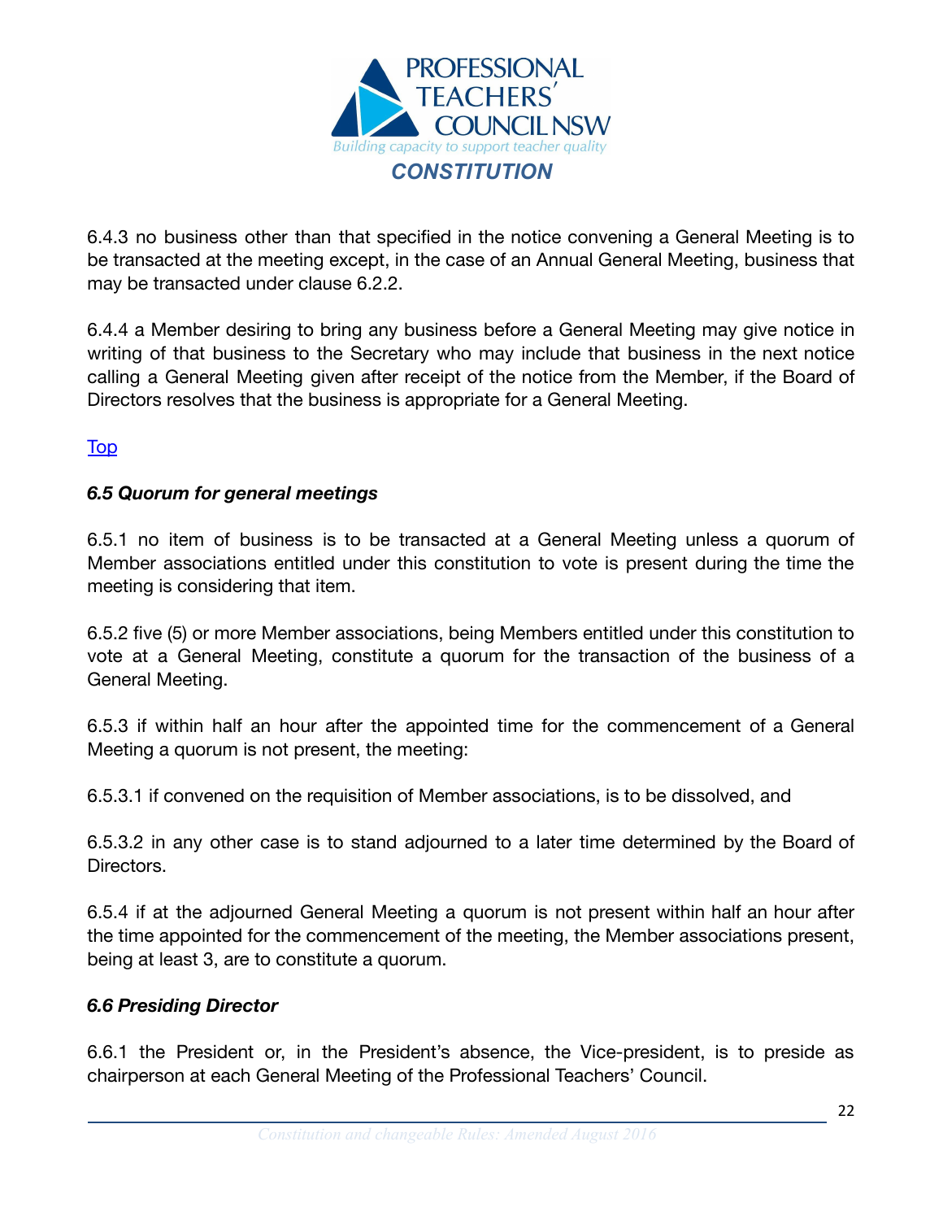6.4.3 no business other than that specified in the notice convening a General Meeting is to be transacted at the meeting except, in the case of an Annual General Meeting, business that may be transacted under clause 6.2.2.

6.4.4 a Member desiring to bring any business before a General Meeting may give notice in writing of that business to the Secretary who may include that business in the next notice calling a General Meeting given after receipt of the notice from the Member, if the Board of Directors resolves that the business is appropriate for a General Meeting.

Top

### *6.5 Quorum for general meetings*

6.5.1 no item of business is to be transacted at a General Meeting unless a quorum of Member associations entitled under this constitution to vote is present during the time the meeting is considering that item.

6.5.2 five (5) or more Member associations, being Members entitled under this constitution to vote at a General Meeting, constitute a quorum for the transaction of the business of a General Meeting.

6.5.3 if within half an hour after the appointed time for the commencement of a General Meeting a quorum is not present, the meeting:

6.5.3.1 if convened on the requisition of Member associations, is to be dissolved, and

6.5.3.2 in any other case is to stand adjourned to a later time determined by the Board of Directors.

6.5.4 if at the adjourned General Meeting a quorum is not present within half an hour after the time appointed for the commencement of the meeting, the Member associations present, being at least 3, are to constitute a quorum.

### *6.6 Presiding Director*

6.6.1 the President or, in the President's absence, the Vice-president, is to preside as chairperson at each General Meeting of the Professional Teachers' Council.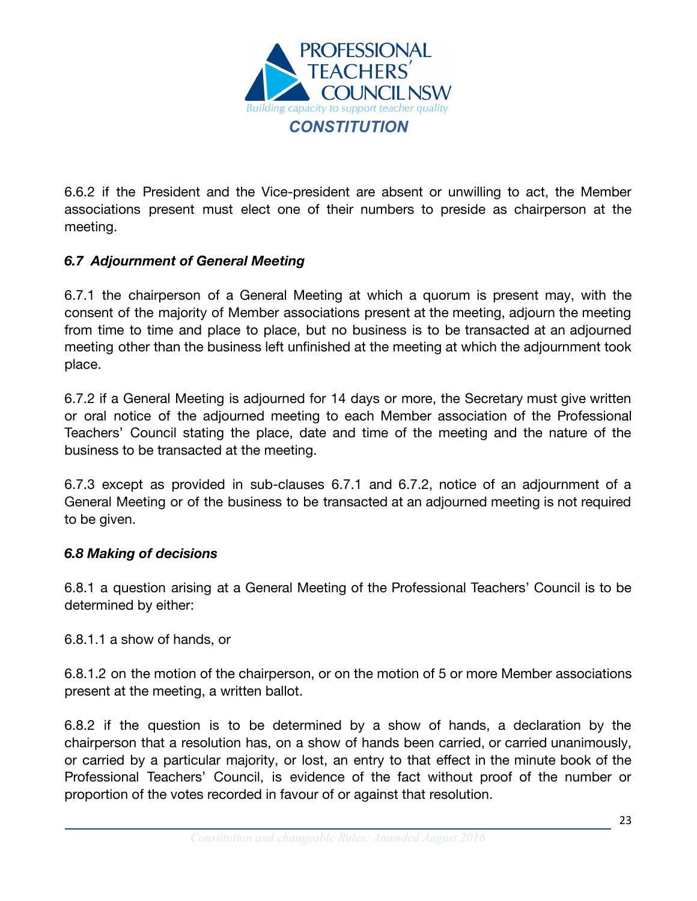6.6.2 if the President and the Vice-president are absent or unwilling to act, the Member associations present must elect one of their numbers to preside as chairperson at the meeting.

### *6.7 Adjournment of General Meeting*

6.7.1 the chairperson of a General Meeting at which a quorum is present may, with the consent of the majority of Member associations present at the meeting, adjourn the meeting from time to time and place to place, but no business is to be transacted at an adjourned meeting other than the business left unfinished at the meeting at which the adjournment took place.

6.7.2 if a General Meeting is adjourned for 14 days or more, the Secretary must give written or oral notice of the adjourned meeting to each Member association of the Professional Teachers' Council stating the place, date and time of the meeting and the nature of the business to be transacted at the meeting.

6.7.3 except as provided in sub-clauses 6.7.1 and 6.7.2, notice of an adjournment of a General Meeting or of the business to be transacted at an adjourned meeting is not required to be given.

### *6.8 Making of decisions*

6.8.1 a question arising at a General Meeting of the Professional Teachers' Council is to be determined by either:

6.8.1.1 a show of hands, or

6.8.1.2 on the motion of the chairperson, or on the motion of 5 or more Member associations present at the meeting, a written ballot.

6.8.2 if the question is to be determined by a show of hands, a declaration by the chairperson that a resolution has, on a show of hands been carried, or carried unanimously, or carried by a particular majority, or lost, an entry to that effect in the minute book of the Professional Teachers' Council, is evidence of the fact without proof of the number or proportion of the votes recorded in favour of or against that resolution.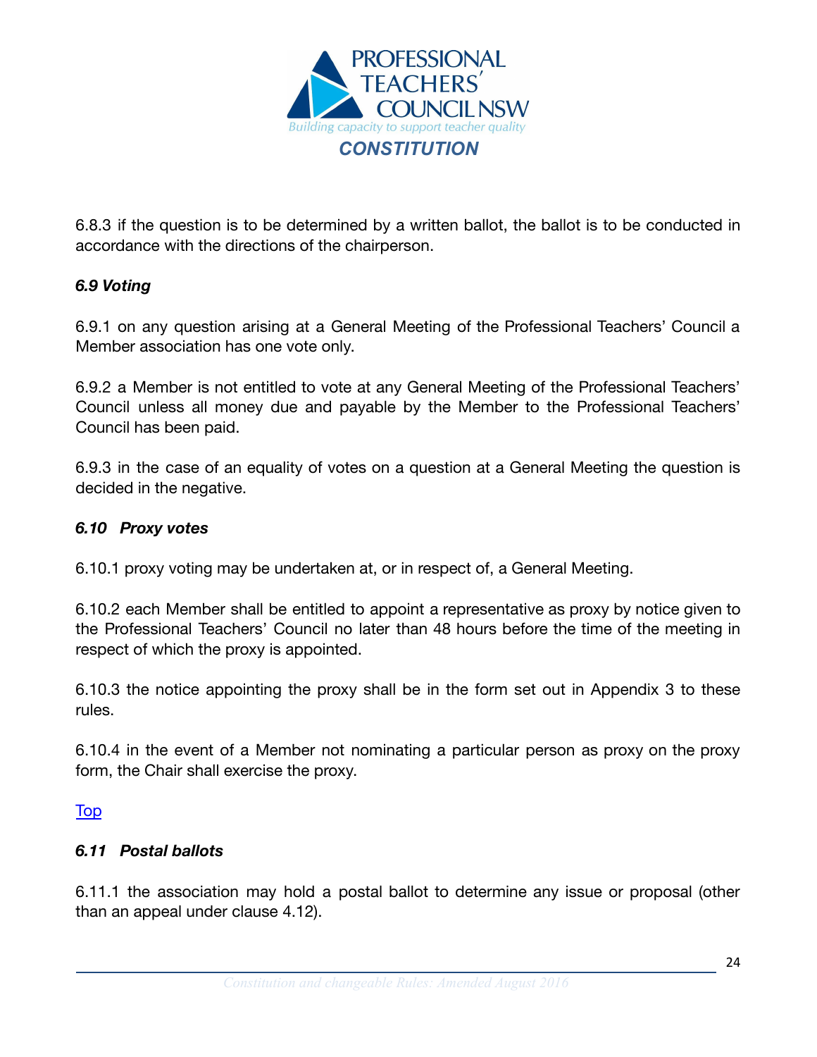6.8.3 if the question is to be determined by a written ballot, the ballot is to be conducted in accordance with the directions of the chairperson.

### *6.9 Voting*

6.9.1 on any question arising at a General Meeting of the Professional Teachers' Council a Member association has one vote only.

6.9.2 a Member is not entitled to vote at any General Meeting of the Professional Teachers' Council unless all money due and payable by the Member to the Professional Teachers' Council has been paid.

6.9.3 in the case of an equality of votes on a question at a General Meeting the question is decided in the negative.

### *6.10 Proxy votes*

6.10.1 proxy voting may be undertaken at, or in respect of, a General Meeting.

6.10.2 each Member shall be entitled to appoint a representative as proxy by notice given to the Professional Teachers' Council no later than 48 hours before the time of the meeting in respect of which the proxy is appointed.

6.10.3 the notice appointing the proxy shall be in the form set out in Appendix 3 to these rules.

6.10.4 in the event of a Member not nominating a particular person as proxy on the proxy form, the Chair shall exercise the proxy.

Top

### *6.11 Postal ballots*

6.11.1 the association may hold a postal ballot to determine any issue or proposal (other than an appeal under clause 4.12).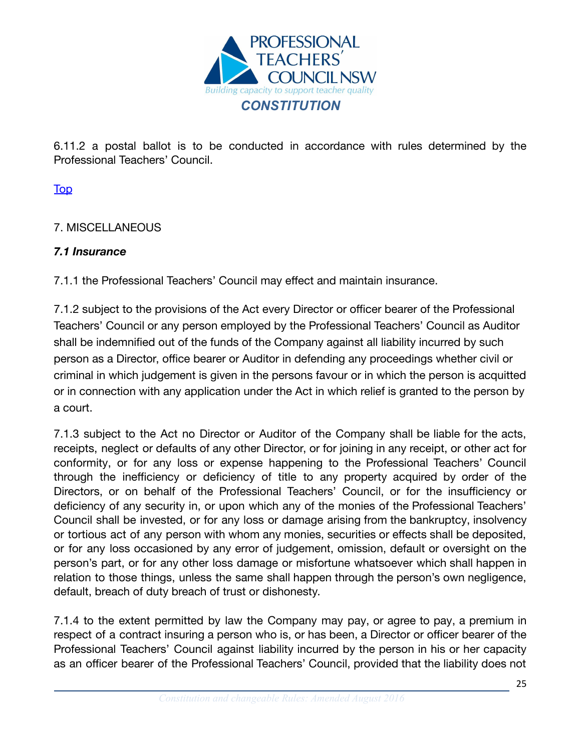6.11.2 a postal ballot is to be conducted in accordance with rules determined by the Professional Teachers' Council.

[Top]

7. MISCELLANEOUS

***7.1 Insurance***

7.1.1 the Professional Teachers' Council may effect and maintain insurance.

7.1.2 subject to the provisions of the Act every Director or officer bearer of the Professional Teachers' Council or any person employed by the Professional Teachers' Council as Auditor shall be indemnified out of the funds of the Company against all liability incurred by such person as a Director, office bearer or Auditor in defending any proceedings whether civil or criminal in which judgement is given in the persons favour or in which the person is acquitted or in connection with any application under the Act in which relief is granted to the person by a court.

7.1.3 subject to the Act no Director or Auditor of the Company shall be liable for the acts, receipts, neglect or defaults of any other Director, or for joining in any receipt, or other act for conformity, or for any loss or expense happening to the Professional Teachers' Council through the inefficiency or deficiency of title to any property acquired by order of the Directors, or on behalf of the Professional Teachers' Council, or for the insufficiency or deficiency of any security in, or upon which any of the monies of the Professional Teachers' Council shall be invested, or for any loss or damage arising from the bankruptcy, insolvency or tortious act of any person with whom any monies, securities or effects shall be deposited, or for any loss occasioned by any error of judgement, omission, default or oversight on the person's part, or for any other loss damage or misfortune whatsoever which shall happen in relation to those things, unless the same shall happen through the person's own negligence, default, breach of duty breach of trust or dishonesty.

7.1.4 to the extent permitted by law the Company may pay, or agree to pay, a premium in respect of a contract insuring a person who is, or has been, a Director or officer bearer of the Professional Teachers' Council against liability incurred by the person in his or her capacity as an officer bearer of the Professional Teachers' Council, provided that the liability does not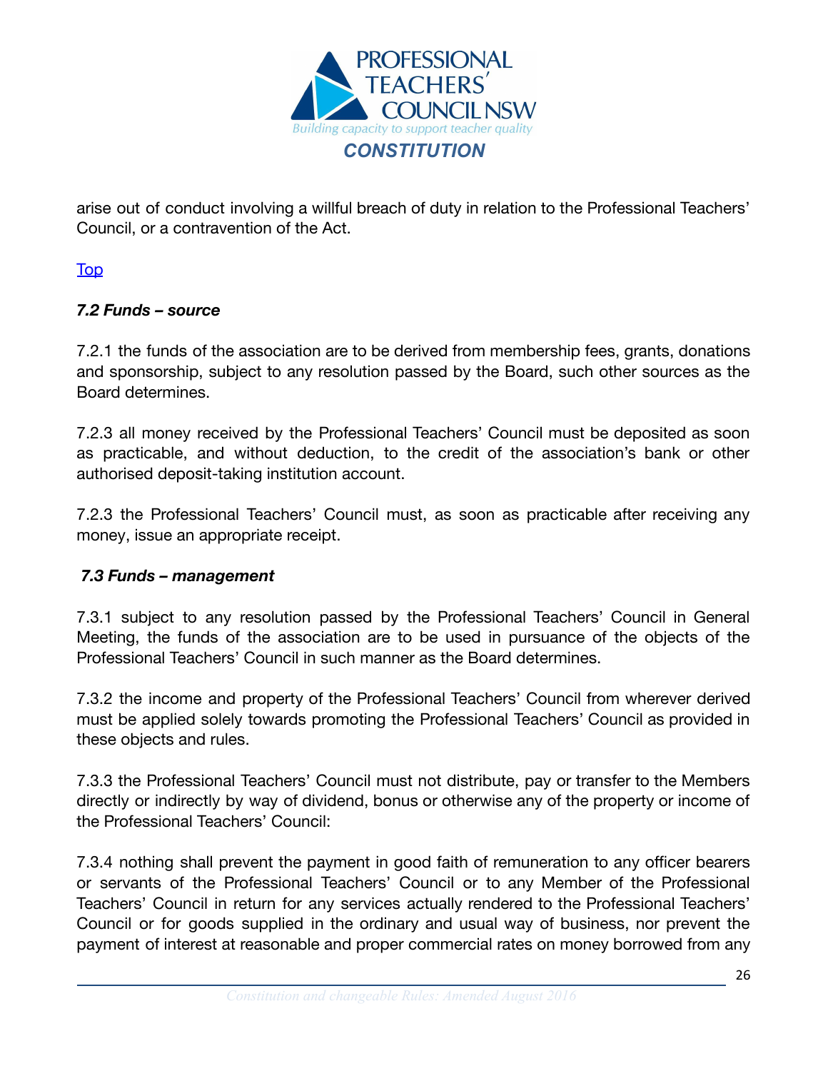arise out of conduct involving a willful breach of duty in relation to the Professional Teachers' Council, or a contravention of the Act.

[Top](#)

### *7.2 Funds – source*

7.2.1 the funds of the association are to be derived from membership fees, grants, donations and sponsorship, subject to any resolution passed by the Board, such other sources as the Board determines.

7.2.3 all money received by the Professional Teachers' Council must be deposited as soon as practicable, and without deduction, to the credit of the association's bank or other authorised deposit-taking institution account.

7.2.3 the Professional Teachers' Council must, as soon as practicable after receiving any money, issue an appropriate receipt.

### *7.3 Funds – management*

7.3.1 subject to any resolution passed by the Professional Teachers' Council in General Meeting, the funds of the association are to be used in pursuance of the objects of the Professional Teachers' Council in such manner as the Board determines.

7.3.2 the income and property of the Professional Teachers' Council from wherever derived must be applied solely towards promoting the Professional Teachers' Council as provided in these objects and rules.

7.3.3 the Professional Teachers' Council must not distribute, pay or transfer to the Members directly or indirectly by way of dividend, bonus or otherwise any of the property or income of the Professional Teachers' Council:

7.3.4 nothing shall prevent the payment in good faith of remuneration to any officer bearers or servants of the Professional Teachers' Council or to any Member of the Professional Teachers' Council in return for any services actually rendered to the Professional Teachers' Council or for goods supplied in the ordinary and usual way of business, nor prevent the payment of interest at reasonable and proper commercial rates on money borrowed from any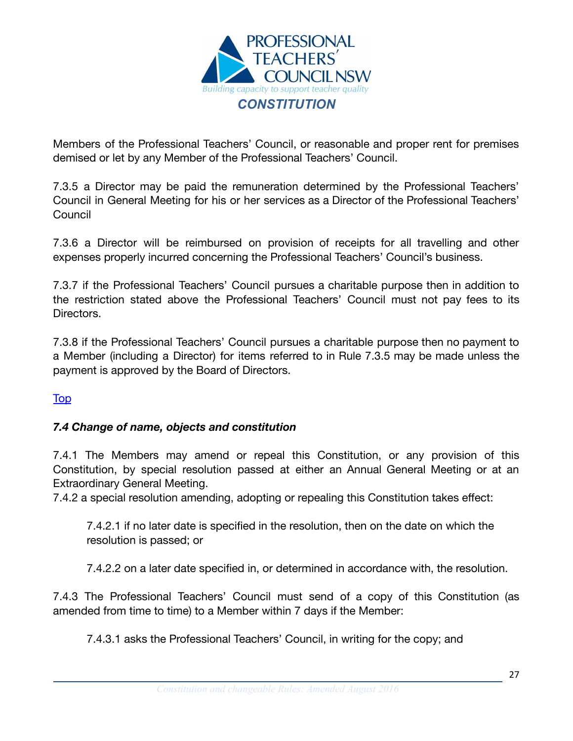Members of the Professional Teachers' Council, or reasonable and proper rent for premises demised or let by any Member of the Professional Teachers' Council.

7.3.5 a Director may be paid the remuneration determined by the Professional Teachers' Council in General Meeting for his or her services as a Director of the Professional Teachers' Council

7.3.6 a Director will be reimbursed on provision of receipts for all travelling and other expenses properly incurred concerning the Professional Teachers' Council's business.

7.3.7 if the Professional Teachers' Council pursues a charitable purpose then in addition to the restriction stated above the Professional Teachers' Council must not pay fees to its Directors.

7.3.8 if the Professional Teachers' Council pursues a charitable purpose then no payment to a Member (including a Director) for items referred to in Rule 7.3.5 may be made unless the payment is approved by the Board of Directors.

Top

### *7.4 Change of name, objects and constitution*

7.4.1 The Members may amend or repeal this Constitution, or any provision of this Constitution, by special resolution passed at either an Annual General Meeting or at an Extraordinary General Meeting.

7.4.2 a special resolution amending, adopting or repealing this Constitution takes effect:

> 7.4.2.1 if no later date is specified in the resolution, then on the date on which the resolution is passed; or
>
> 7.4.2.2 on a later date specified in, or determined in accordance with, the resolution.

7.4.3 The Professional Teachers' Council must send of a copy of this Constitution (as amended from time to time) to a Member within 7 days if the Member:

> 7.4.3.1 asks the Professional Teachers' Council, in writing for the copy; and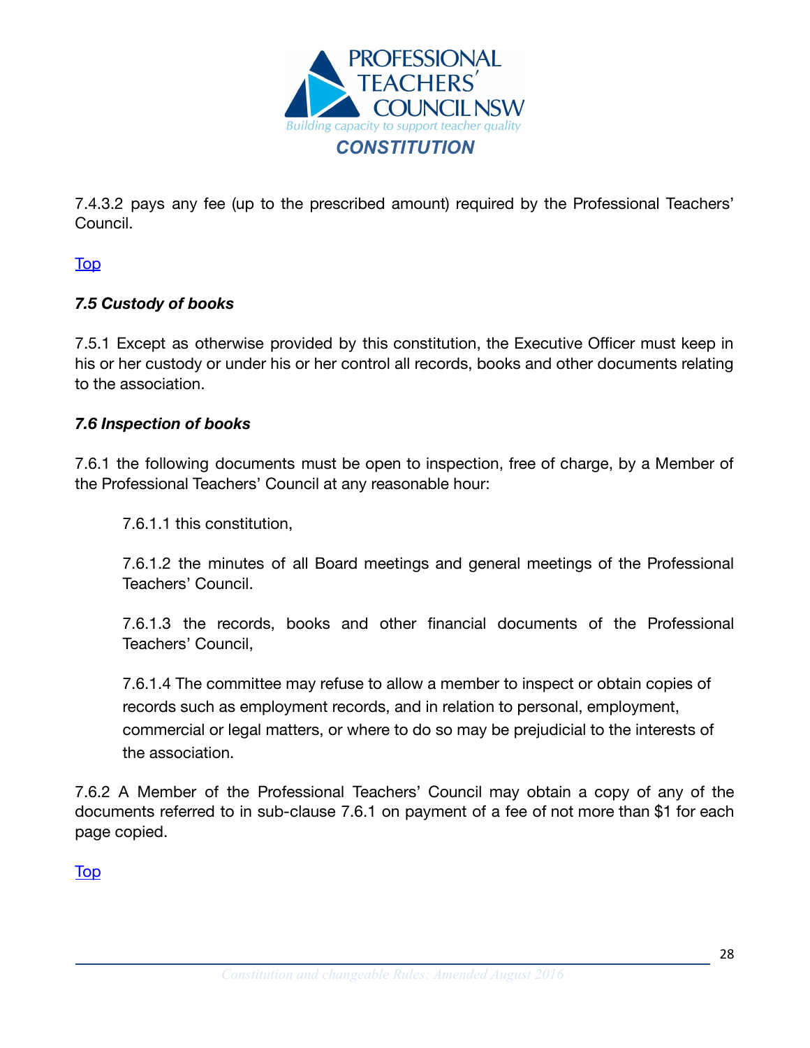7.4.3.2 pays any fee (up to the prescribed amount) required by the Professional Teachers' Council.

[Top]

### *7.5 Custody of books*

7.5.1 Except as otherwise provided by this constitution, the Executive Officer must keep in his or her custody or under his or her control all records, books and other documents relating to the association.

### *7.6 Inspection of books*

7.6.1 the following documents must be open to inspection, free of charge, by a Member of the Professional Teachers' Council at any reasonable hour:

7.6.1.1 this constitution,

7.6.1.2 the minutes of all Board meetings and general meetings of the Professional Teachers' Council.

7.6.1.3 the records, books and other financial documents of the Professional Teachers' Council,

7.6.1.4 The committee may refuse to allow a member to inspect or obtain copies of records such as employment records, and in relation to personal, employment, commercial or legal matters, or where to do so may be prejudicial to the interests of the association.

7.6.2 A Member of the Professional Teachers' Council may obtain a copy of any of the documents referred to in sub-clause 7.6.1 on payment of a fee of not more than $1 for each page copied.

[Top]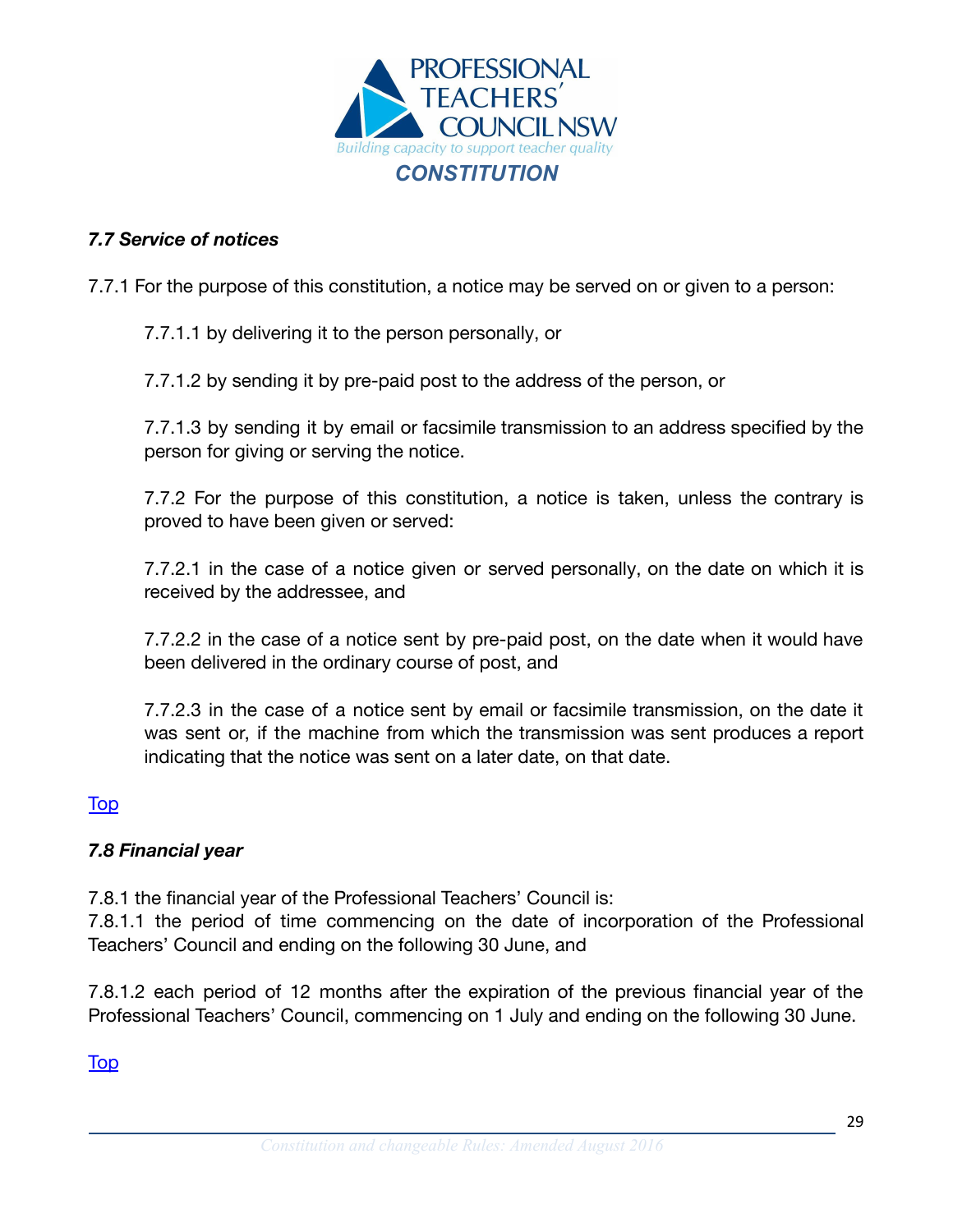### *7.7 Service of notices*

7.7.1 For the purpose of this constitution, a notice may be served on or given to a person:

7.7.1.1 by delivering it to the person personally, or

7.7.1.2 by sending it by pre-paid post to the address of the person, or

7.7.1.3 by sending it by email or facsimile transmission to an address specified by the person for giving or serving the notice.

7.7.2 For the purpose of this constitution, a notice is taken, unless the contrary is proved to have been given or served:

7.7.2.1 in the case of a notice given or served personally, on the date on which it is received by the addressee, and

7.7.2.2 in the case of a notice sent by pre-paid post, on the date when it would have been delivered in the ordinary course of post, and

7.7.2.3 in the case of a notice sent by email or facsimile transmission, on the date it was sent or, if the machine from which the transmission was sent produces a report indicating that the notice was sent on a later date, on that date.

Top

### *7.8 Financial year*

7.8.1 the financial year of the Professional Teachers' Council is:
7.8.1.1 the period of time commencing on the date of incorporation of the Professional Teachers' Council and ending on the following 30 June, and

7.8.1.2 each period of 12 months after the expiration of the previous financial year of the Professional Teachers' Council, commencing on 1 July and ending on the following 30 June.

Top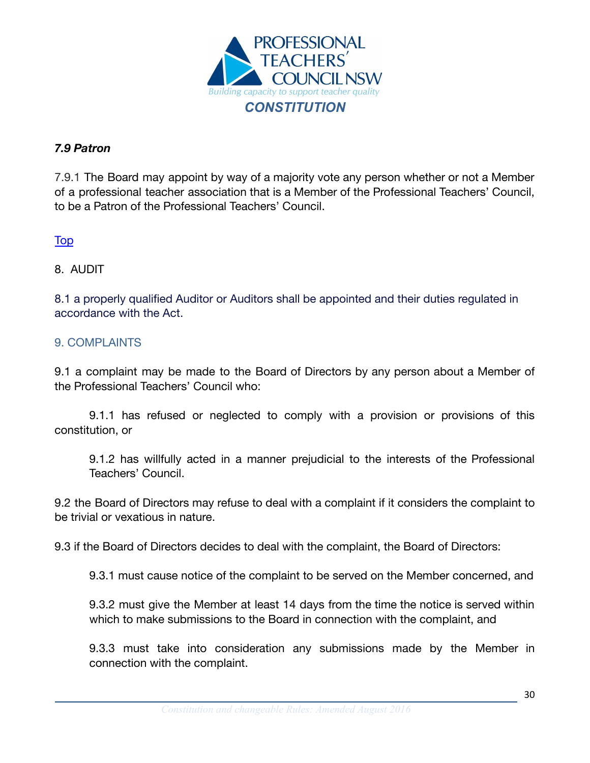### *7.9 Patron*

7.9.1 The Board may appoint by way of a majority vote any person whether or not a Member of a professional teacher association that is a Member of the Professional Teachers' Council, to be a Patron of the Professional Teachers' Council.

Top

## 8. AUDIT

8.1 a properly qualified Auditor or Auditors shall be appointed and their duties regulated in accordance with the Act.

## 9. COMPLAINTS

9.1 a complaint may be made to the Board of Directors by any person about a Member of the Professional Teachers' Council who:

9.1.1 has refused or neglected to comply with a provision or provisions of this constitution, or

9.1.2 has willfully acted in a manner prejudicial to the interests of the Professional Teachers' Council.

9.2 the Board of Directors may refuse to deal with a complaint if it considers the complaint to be trivial or vexatious in nature.

9.3 if the Board of Directors decides to deal with the complaint, the Board of Directors:

9.3.1 must cause notice of the complaint to be served on the Member concerned, and

9.3.2 must give the Member at least 14 days from the time the notice is served within which to make submissions to the Board in connection with the complaint, and

9.3.3 must take into consideration any submissions made by the Member in connection with the complaint.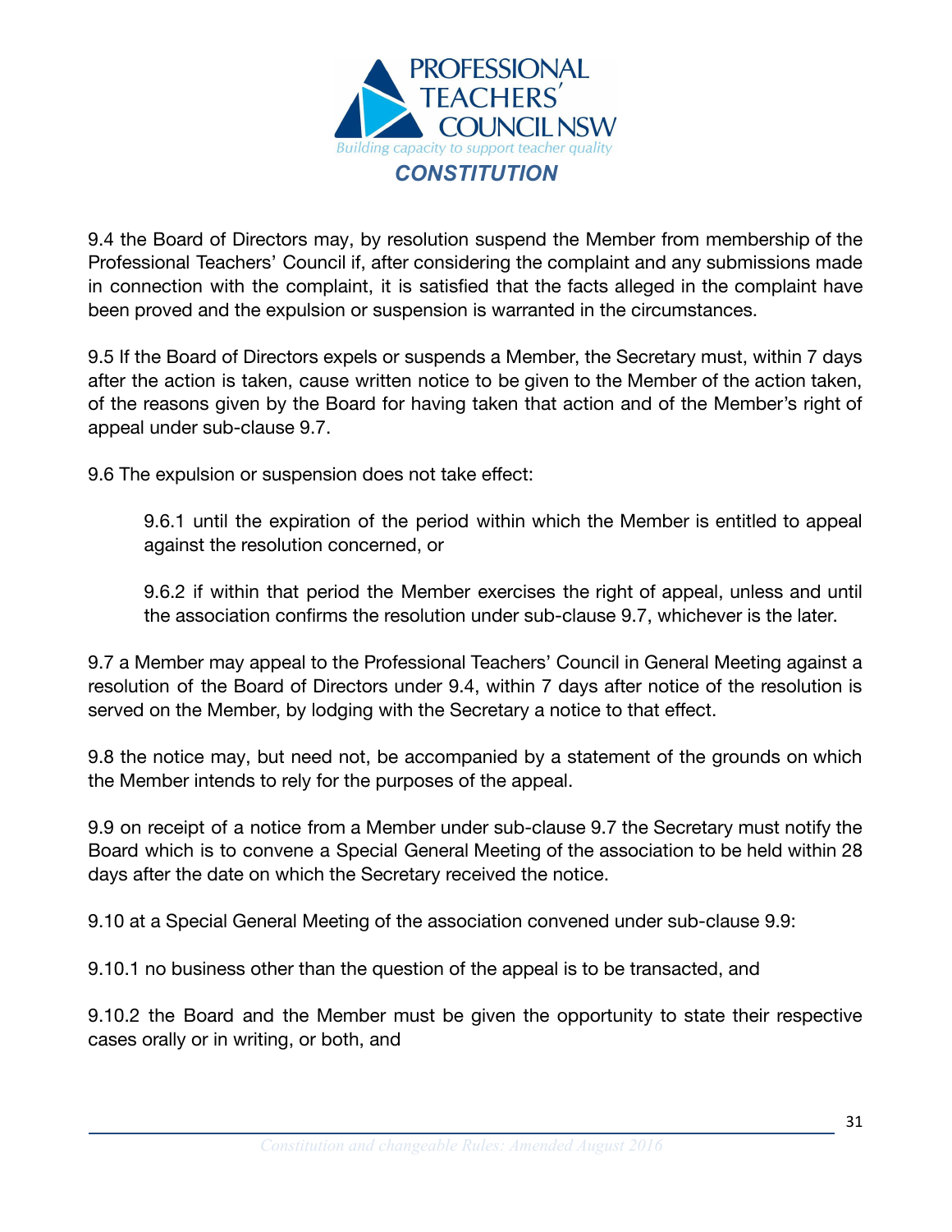9.4 the Board of Directors may, by resolution suspend the Member from membership of the Professional Teachers' Council if, after considering the complaint and any submissions made in connection with the complaint, it is satisfied that the facts alleged in the complaint have been proved and the expulsion or suspension is warranted in the circumstances.

9.5 If the Board of Directors expels or suspends a Member, the Secretary must, within 7 days after the action is taken, cause written notice to be given to the Member of the action taken, of the reasons given by the Board for having taken that action and of the Member's right of appeal under sub-clause 9.7.

9.6 The expulsion or suspension does not take effect:

> 9.6.1 until the expiration of the period within which the Member is entitled to appeal against the resolution concerned, or
>
> 9.6.2 if within that period the Member exercises the right of appeal, unless and until the association confirms the resolution under sub-clause 9.7, whichever is the later.

9.7 a Member may appeal to the Professional Teachers' Council in General Meeting against a resolution of the Board of Directors under 9.4, within 7 days after notice of the resolution is served on the Member, by lodging with the Secretary a notice to that effect.

9.8 the notice may, but need not, be accompanied by a statement of the grounds on which the Member intends to rely for the purposes of the appeal.

9.9 on receipt of a notice from a Member under sub-clause 9.7 the Secretary must notify the Board which is to convene a Special General Meeting of the association to be held within 28 days after the date on which the Secretary received the notice.

9.10 at a Special General Meeting of the association convened under sub-clause 9.9:

9.10.1 no business other than the question of the appeal is to be transacted, and

9.10.2 the Board and the Member must be given the opportunity to state their respective cases orally or in writing, or both, and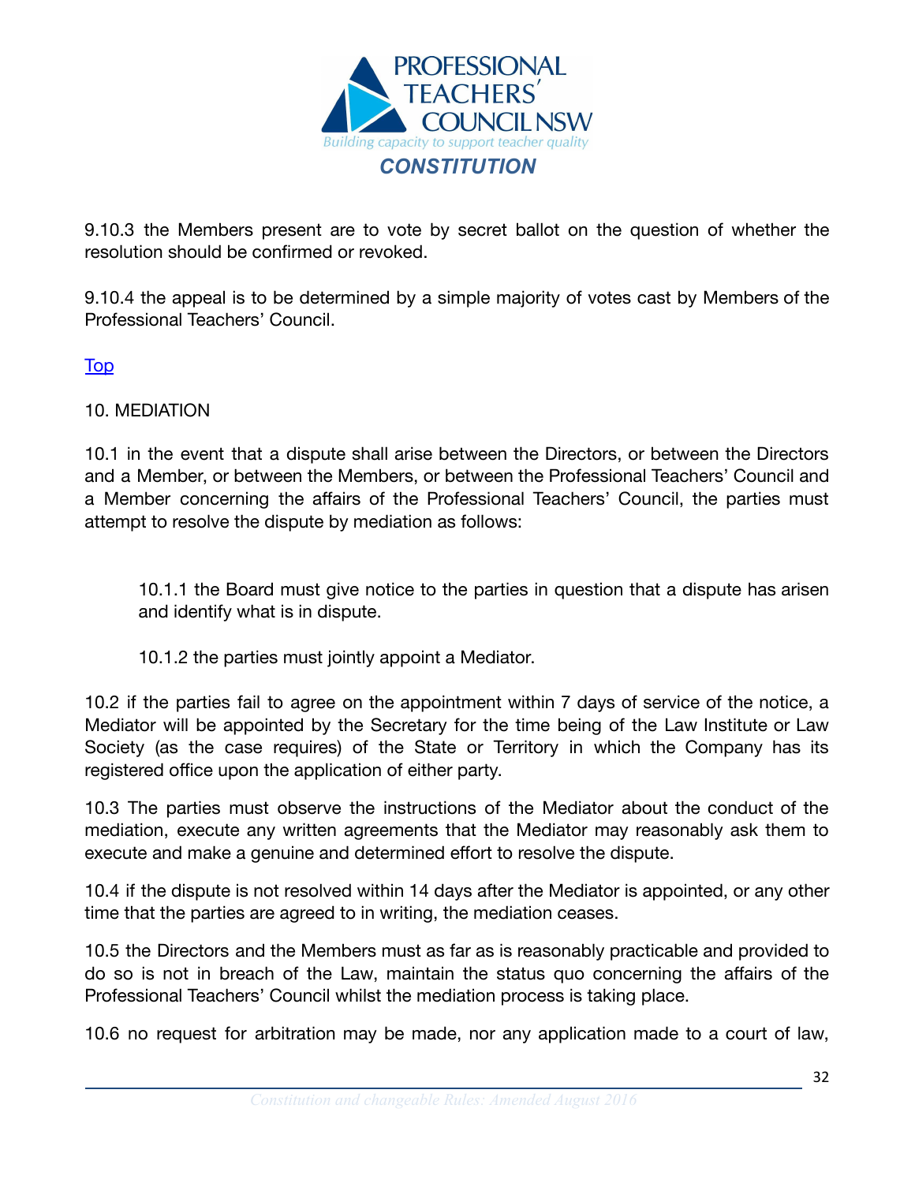9.10.3 the Members present are to vote by secret ballot on the question of whether the resolution should be confirmed or revoked.

9.10.4 the appeal is to be determined by a simple majority of votes cast by Members of the Professional Teachers' Council.

[Top]

## 10. MEDIATION

10.1 in the event that a dispute shall arise between the Directors, or between the Directors and a Member, or between the Members, or between the Professional Teachers' Council and a Member concerning the affairs of the Professional Teachers' Council, the parties must attempt to resolve the dispute by mediation as follows:

> 10.1.1 the Board must give notice to the parties in question that a dispute has arisen and identify what is in dispute.
>
> 10.1.2 the parties must jointly appoint a Mediator.

10.2 if the parties fail to agree on the appointment within 7 days of service of the notice, a Mediator will be appointed by the Secretary for the time being of the Law Institute or Law Society (as the case requires) of the State or Territory in which the Company has its registered office upon the application of either party.

10.3 The parties must observe the instructions of the Mediator about the conduct of the mediation, execute any written agreements that the Mediator may reasonably ask them to execute and make a genuine and determined effort to resolve the dispute.

10.4 if the dispute is not resolved within 14 days after the Mediator is appointed, or any other time that the parties are agreed to in writing, the mediation ceases.

10.5 the Directors and the Members must as far as is reasonably practicable and provided to do so is not in breach of the Law, maintain the status quo concerning the affairs of the Professional Teachers' Council whilst the mediation process is taking place.

10.6 no request for arbitration may be made, nor any application made to a court of law,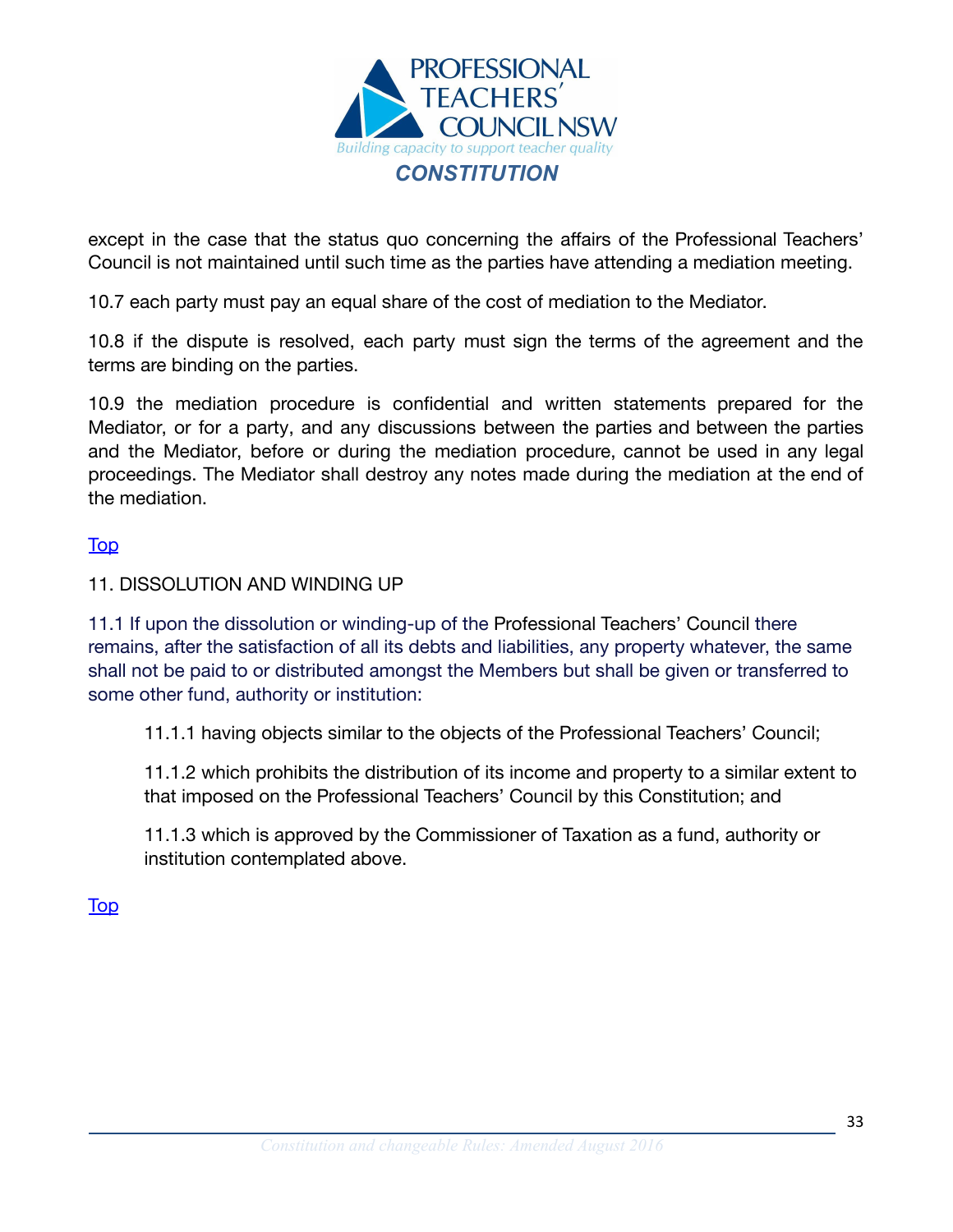except in the case that the status quo concerning the affairs of the Professional Teachers' Council is not maintained until such time as the parties have attending a mediation meeting.

10.7 each party must pay an equal share of the cost of mediation to the Mediator.

10.8 if the dispute is resolved, each party must sign the terms of the agreement and the terms are binding on the parties.

10.9 the mediation procedure is confidential and written statements prepared for the Mediator, or for a party, and any discussions between the parties and between the parties and the Mediator, before or during the mediation procedure, cannot be used in any legal proceedings. The Mediator shall destroy any notes made during the mediation at the end of the mediation.

Top

11. DISSOLUTION AND WINDING UP

11.1 If upon the dissolution or winding-up of the Professional Teachers' Council there remains, after the satisfaction of all its debts and liabilities, any property whatever, the same shall not be paid to or distributed amongst the Members but shall be given or transferred to some other fund, authority or institution:

> 11.1.1 having objects similar to the objects of the Professional Teachers' Council;
>
> 11.1.2 which prohibits the distribution of its income and property to a similar extent to that imposed on the Professional Teachers' Council by this Constitution; and
>
> 11.1.3 which is approved by the Commissioner of Taxation as a fund, authority or institution contemplated above.

Top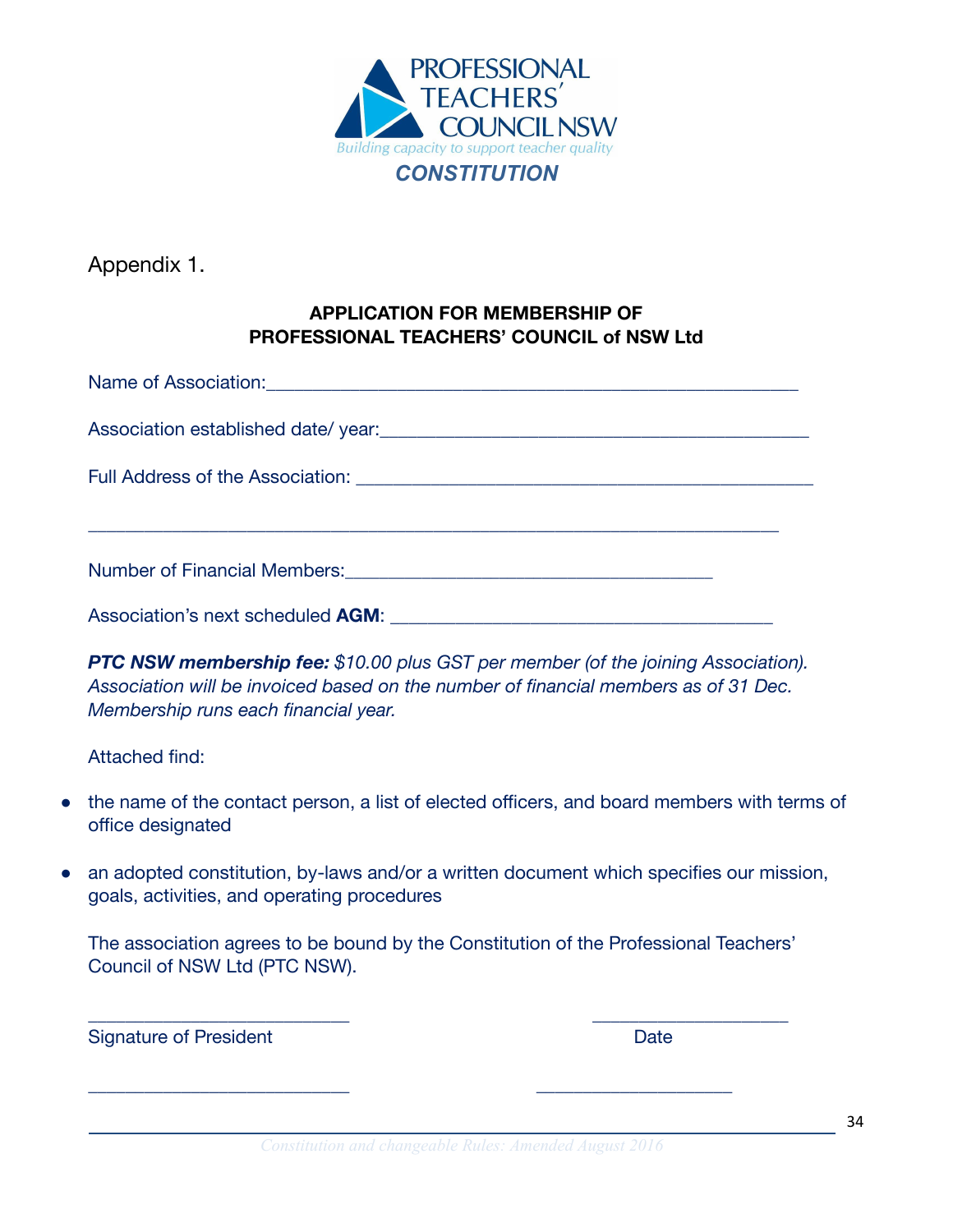PROFESSIONAL TEACHERS' COUNCIL NSW

*Building capacity to support teacher quality*

***CONSTITUTION***

Appendix 1.

**APPLICATION FOR MEMBERSHIP OF PROFESSIONAL TEACHERS' COUNCIL of NSW Ltd**

Name of Association:________________________________________________________

Association established date/ year:____________________________________________

Full Address of the Association: ______________________________________________

_____________________________________________________________________

Number of Financial Members:_______________________________________

Association's next scheduled **AGM**: ____________________________________

***PTC NSW membership fee:*** *$10.00 plus GST per member (of the joining Association). Association will be invoiced based on the number of financial members as of 31 Dec. Membership runs each financial year.*

Attached find:

- the name of the contact person, a list of elected officers, and board members with terms of office designated
- an adopted constitution, by-laws and/or a written document which specifies our mission, goals, activities, and operating procedures

The association agrees to be bound by the Constitution of the Professional Teachers' Council of NSW Ltd (PTC NSW).

_________________________ _____________________

Signature of President Date

_________________________ _____________________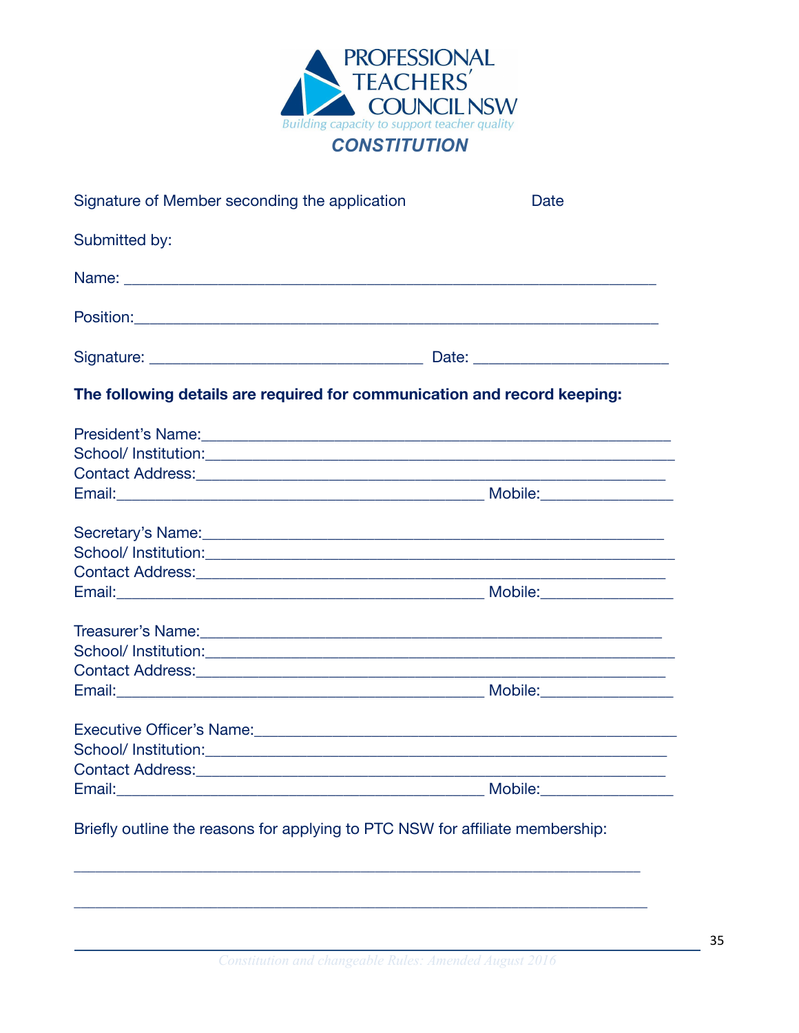Signature of Member seconding the application    Date

Submitted by:

Name: ___________________________________________________________

Position:_________________________________________________________

Signature: ______________________________ Date: ____________________

**The following details are required for communication and record keeping:**

President's Name:__________________________________________________
School/ Institution:_________________________________________________
Contact Address:___________________________________________________
Email:________________________________________ Mobile:______________

Secretary's Name:__________________________________________________
School/ Institution:_________________________________________________
Contact Address:___________________________________________________
Email:________________________________________ Mobile:______________

Treasurer's Name:__________________________________________________
School/ Institution:_________________________________________________
Contact Address:___________________________________________________
Email:________________________________________ Mobile:______________

Executive Officer's Name:____________________________________________
School/ Institution:_________________________________________________
Contact Address:___________________________________________________
Email:________________________________________ Mobile:______________

Briefly outline the reasons for applying to PTC NSW for affiliate membership:

_________________________________________________________________

_________________________________________________________________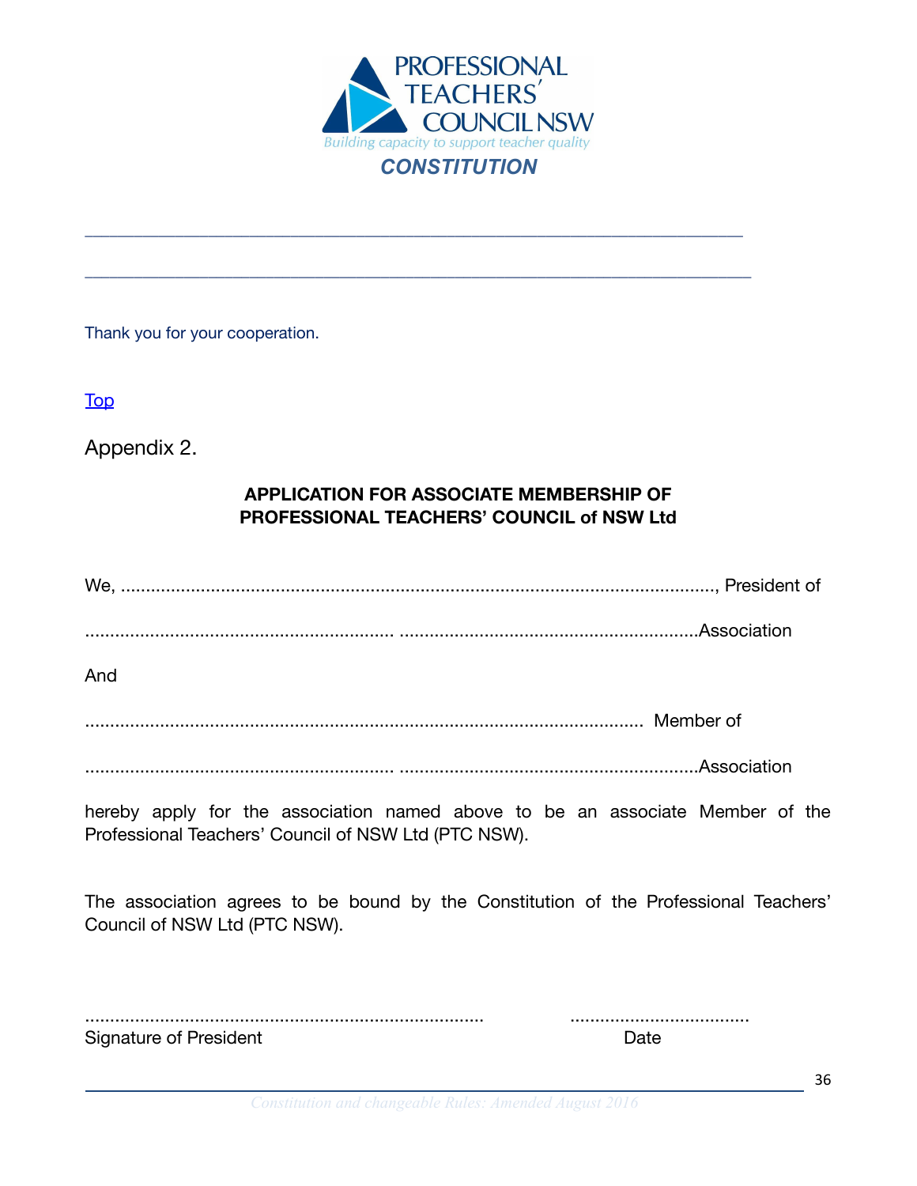______________________________________________________________________

______________________________________________________________________

Thank you for your cooperation.

[Top]()

Appendix 2.

**APPLICATION FOR ASSOCIATE MEMBERSHIP OF PROFESSIONAL TEACHERS' COUNCIL of NSW Ltd**

We, ......................................................................................................................., President of

........................................................... ...........................................................Association

And

.............................................................................................................. Member of

........................................................... ...........................................................Association

hereby apply for the association named above to be an associate Member of the Professional Teachers' Council of NSW Ltd (PTC NSW).

The association agrees to be bound by the Constitution of the Professional Teachers' Council of NSW Ltd (PTC NSW).

............................................................................... ....................................

Signature of President Date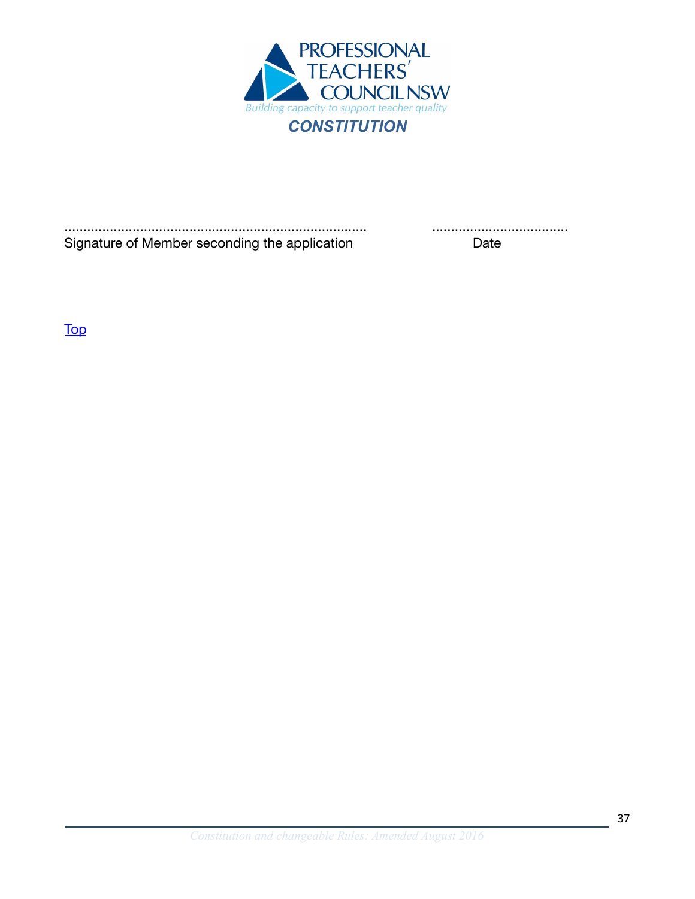.............................................................................. ...................................
Signature of Member seconding the application Date

Top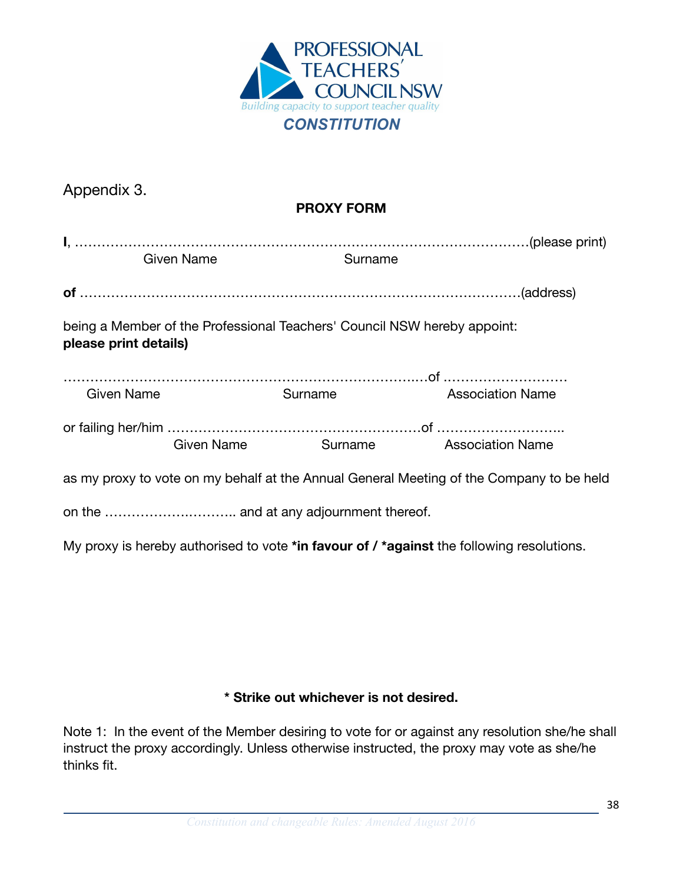Appendix 3.

**PROXY FORM**

**I**, …………………………………………………………………………………………(please print)
Given Name Surname

**of** ……………………………………………………………………………………(address)

being a Member of the Professional Teachers' Council NSW hereby appoint:
**please print details)**

……………………………………………………………………….of ……………………….
Given Name Surname Association Name

or failing her/him ………………………………………………….of ………………………..
Given Name Surname Association Name

as my proxy to vote on my behalf at the Annual General Meeting of the Company to be held

on the ……………………….. and at any adjournment thereof.

My proxy is hereby authorised to vote **\*in favour of / \*against** the following resolutions.

**\* Strike out whichever is not desired.**

Note 1: In the event of the Member desiring to vote for or against any resolution she/he shall instruct the proxy accordingly. Unless otherwise instructed, the proxy may vote as she/he thinks fit.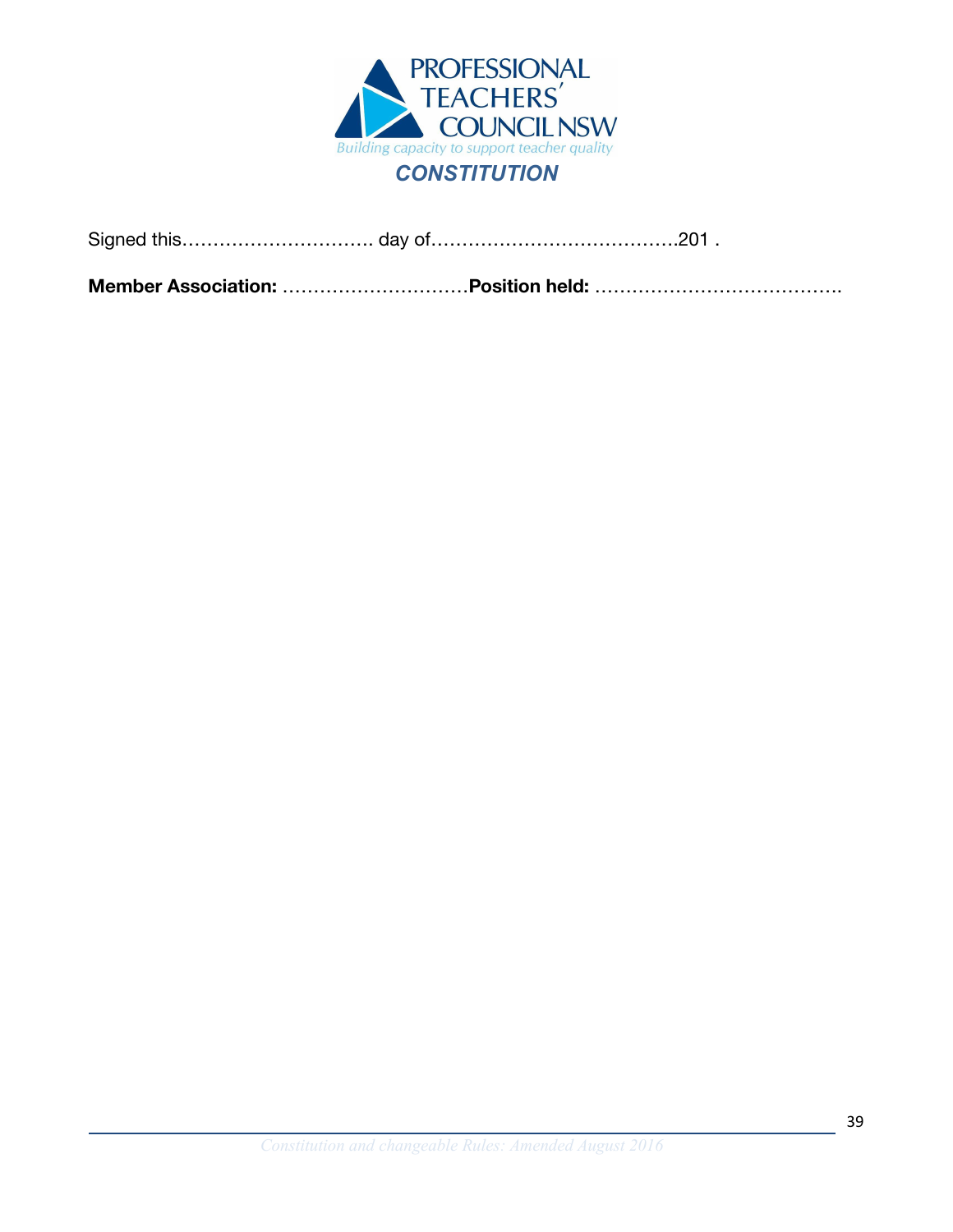Signed this………………………….. day of………………………………….201 .

**Member Association:** …………………………**Position held:** ………………………………….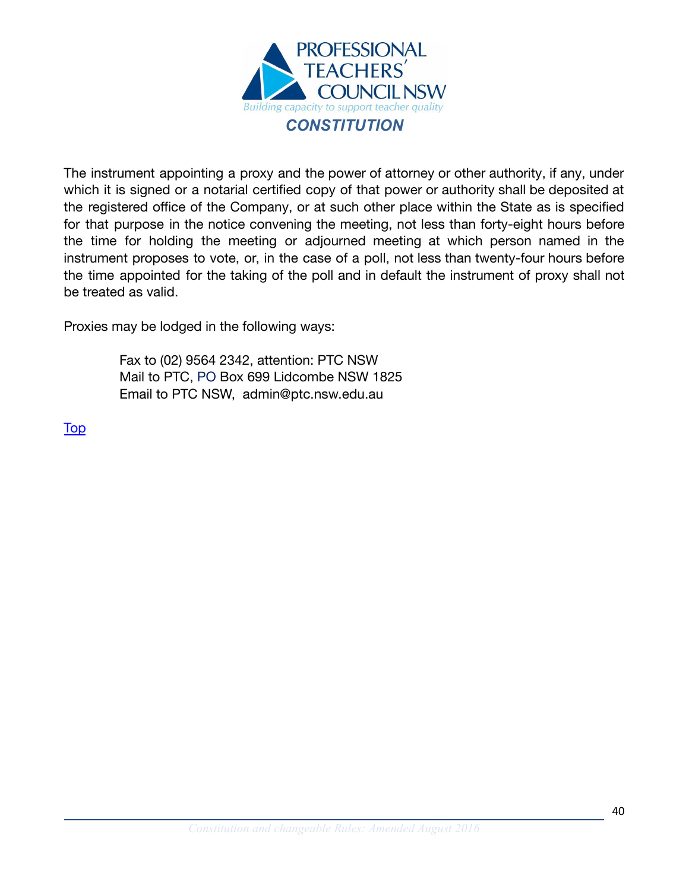The instrument appointing a proxy and the power of attorney or other authority, if any, under which it is signed or a notarial certified copy of that power or authority shall be deposited at the registered office of the Company, or at such other place within the State as is specified for that purpose in the notice convening the meeting, not less than forty-eight hours before the time for holding the meeting or adjourned meeting at which person named in the instrument proposes to vote, or, in the case of a poll, not less than twenty-four hours before the time appointed for the taking of the poll and in default the instrument of proxy shall not be treated as valid.

Proxies may be lodged in the following ways:

> Fax to (02) 9564 2342, attention: PTC NSW
> Mail to PTC, PO Box 699 Lidcombe NSW 1825
> Email to PTC NSW, admin@ptc.nsw.edu.au

Top